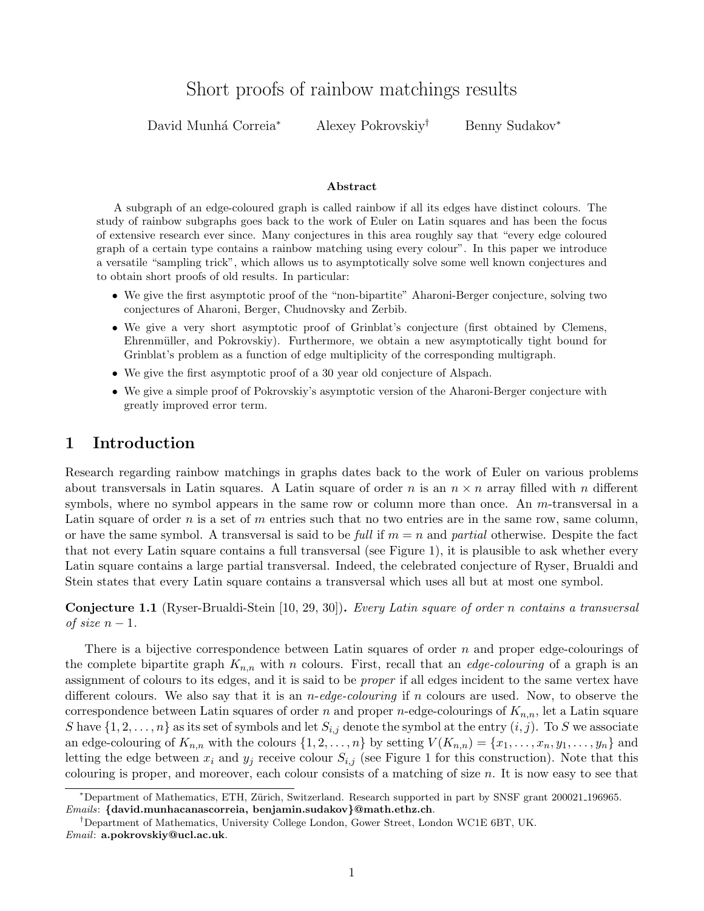# Short proofs of rainbow matchings results

David Munhá Correia[*] Alexey Pokrovskiy[†] Benny Sudakov[*]

### Abstract

A subgraph of an edge-coloured graph is called rainbow if all its edges have distinct colours. The study of rainbow subgraphs goes back to the work of Euler on Latin squares and has been the focus of extensive research ever since. Many conjectures in this area roughly say that "every edge coloured graph of a certain type contains a rainbow matching using every colour". In this paper we introduce a versatile "sampling trick", which allows us to asymptotically solve some well known conjectures and to obtain short proofs of old results. In particular:

- We give the first asymptotic proof of the "non-bipartite" Aharoni-Berger conjecture, solving two conjectures of Aharoni, Berger, Chudnovsky and Zerbib.
- We give a very short asymptotic proof of Grinblat's conjecture (first obtained by Clemens, Ehrenmüller, and Pokrovskiy). Furthermore, we obtain a new asymptotically tight bound for Grinblat's problem as a function of edge multiplicity of the corresponding multigraph.
- We give the first asymptotic proof of a 30 year old conjecture of Alspach.
- We give a simple proof of Pokrovskiy's asymptotic version of the Aharoni-Berger conjecture with greatly improved error term.

## 1 Introduction

Research regarding rainbow matchings in graphs dates back to the work of Euler on various problems about transversals in Latin squares. A Latin square of order $n$ is an $n \times n$ array filled with $n$ different symbols, where no symbol appears in the same row or column more than once. An $m$-transversal in a Latin square of order $n$ is a set of $m$ entries such that no two entries are in the same row, same column, or have the same symbol. A transversal is said to be *full* if $m = n$ and *partial* otherwise. Despite the fact that not every Latin square contains a full transversal (see Figure 1), it is plausible to ask whether every Latin square contains a large partial transversal. Indeed, the celebrated conjecture of Ryser, Brualdi and Stein states that every Latin square contains a transversal which uses all but at most one symbol.

**Conjecture 1.1** (Ryser-Brualdi-Stein [10, 29, 30])**.** *Every Latin square of order $n$ contains a transversal of size $n-1$.*

There is a bijective correspondence between Latin squares of order $n$ and proper edge-colourings of the complete bipartite graph $K_{n,n}$ with $n$ colours. First, recall that an *edge-colouring* of a graph is an assignment of colours to its edges, and it is said to be *proper* if all edges incident to the same vertex have different colours. We also say that it is an *$n$-edge-colouring* if $n$ colours are used. Now, to observe the correspondence between Latin squares of order $n$ and proper $n$-edge-colourings of $K_{n,n}$, let a Latin square $S$ have $\{1, 2, \ldots, n\}$ as its set of symbols and let $S_{i,j}$ denote the symbol at the entry $(i, j)$. To $S$ we associate an edge-colouring of $K_{n,n}$ with the colours $\{1, 2, \ldots, n\}$ by setting $V(K_{n,n}) = \{x_1, \ldots, x_n, y_1, \ldots, y_n\}$ and letting the edge between $x_i$ and $y_j$ receive colour $S_{i,j}$ (see Figure 1 for this construction). Note that this colouring is proper, and moreover, each colour consists of a matching of size $n$. It is now easy to see that

---

[*] Department of Mathematics, ETH, Zürich, Switzerland. Research supported in part by SNSF grant 200021_196965. *Emails*: **{david.munhacanascorreia, benjamin.sudakov}@math.ethz.ch**.

[†] Department of Mathematics, University College London, Gower Street, London WC1E 6BT, UK. *Email*: **a.pokrovskiy@ucl.ac.uk**.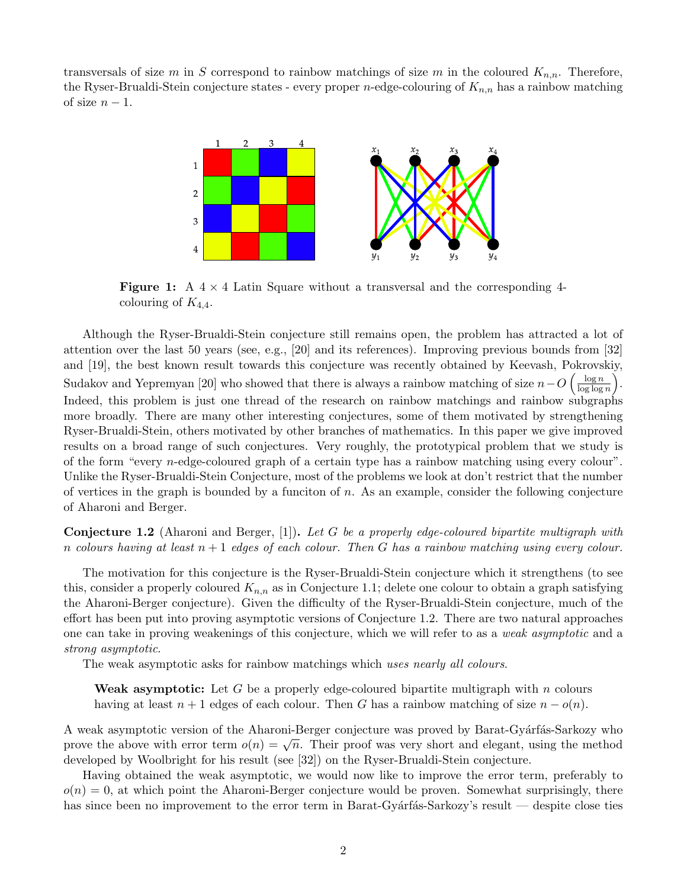transversals of size $m$ in $S$ correspond to rainbow matchings of size $m$ in the coloured $K_{n,n}$. Therefore, the Ryser-Brualdi-Stein conjecture states - every proper $n$-edge-colouring of $K_{n,n}$ has a rainbow matching of size $n-1$.

**Figure 1:** A $4 \times 4$ Latin Square without a transversal and the corresponding 4-colouring of $K_{4,4}$.

Although the Ryser-Brualdi-Stein conjecture still remains open, the problem has attracted a lot of attention over the last 50 years (see, e.g., [20] and its references). Improving previous bounds from [32] and [19], the best known result towards this conjecture was recently obtained by Keevash, Pokrovskiy, Sudakov and Yepremyan [20] who showed that there is always a rainbow matching of size $n - O\left(\frac{\log n}{\log \log n}\right)$. Indeed, this problem is just one thread of the research on rainbow matchings and rainbow subgraphs more broadly. There are many other interesting conjectures, some of them motivated by strengthening Ryser-Brualdi-Stein, others motivated by other branches of mathematics. In this paper we give improved results on a broad range of such conjectures. Very roughly, the prototypical problem that we study is of the form "every $n$-edge-coloured graph of a certain type has a rainbow matching using every colour". Unlike the Ryser-Brualdi-Stein Conjecture, most of the problems we look at don't restrict that the number of vertices in the graph is bounded by a funciton of $n$. As an example, consider the following conjecture of Aharoni and Berger.

**Conjecture 1.2** (Aharoni and Berger, [1])**.** *Let $G$ be a properly edge-coloured bipartite multigraph with $n$ colours having at least $n+1$ edges of each colour. Then $G$ has a rainbow matching using every colour.*

The motivation for this conjecture is the Ryser-Brualdi-Stein conjecture which it strengthens (to see this, consider a properly coloured $K_{n,n}$ as in Conjecture 1.1; delete one colour to obtain a graph satisfying the Aharoni-Berger conjecture). Given the difficulty of the Ryser-Brualdi-Stein conjecture, much of the effort has been put into proving asymptotic versions of Conjecture 1.2. There are two natural approaches one can take in proving weakenings of this conjecture, which we will refer to as a *weak asymptotic* and a *strong asymptotic*.

The weak asymptotic asks for rainbow matchings which *uses nearly all colours*.

> **Weak asymptotic:** Let $G$ be a properly edge-coloured bipartite multigraph with $n$ colours having at least $n+1$ edges of each colour. Then $G$ has a rainbow matching of size $n - o(n)$.

A weak asymptotic version of the Aharoni-Berger conjecture was proved by Barat-Gyárfás-Sarkozy who prove the above with error term $o(n) = \sqrt{n}$. Their proof was very short and elegant, using the method developed by Woolbright for his result (see [32]) on the Ryser-Brualdi-Stein conjecture.

Having obtained the weak asymptotic, we would now like to improve the error term, preferably to $o(n) = 0$, at which point the Aharoni-Berger conjecture would be proven. Somewhat surprisingly, there has since been no improvement to the error term in Barat-Gyárfás-Sarkozy's result — despite close ties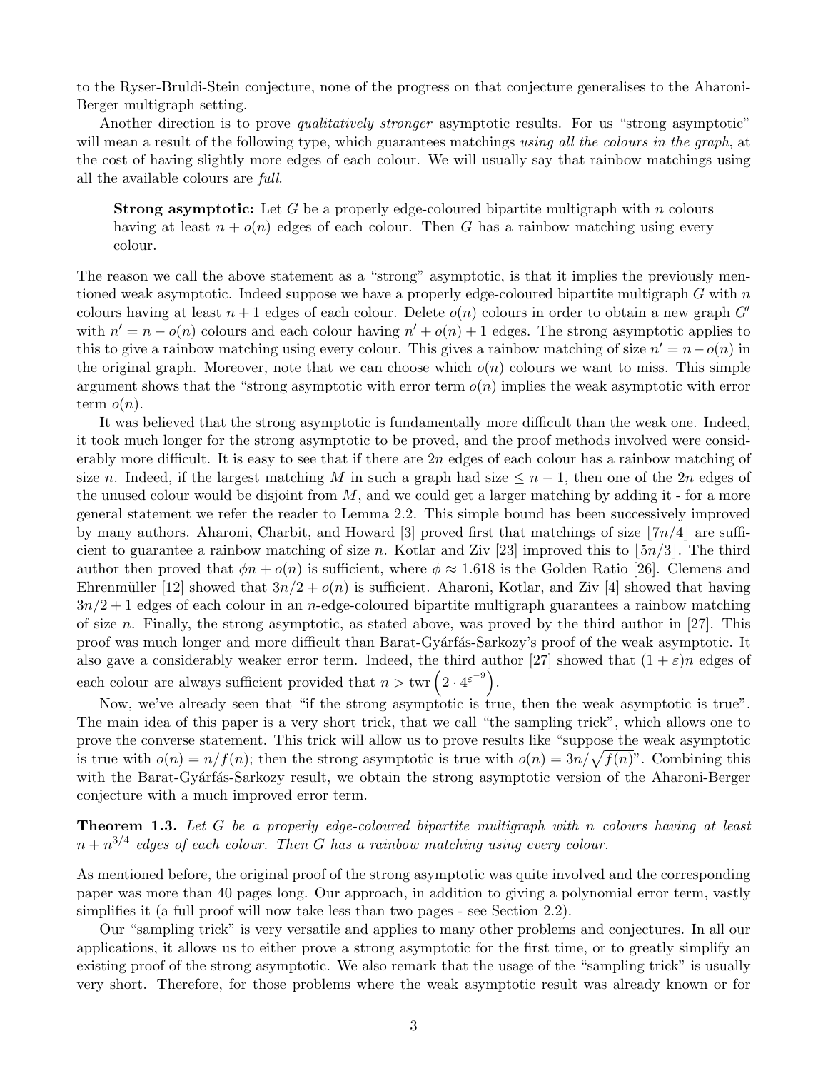to the Ryser-Bruldi-Stein conjecture, none of the progress on that conjecture generalises to the Aharoni-Berger multigraph setting.

Another direction is to prove *qualitatively stronger* asymptotic results. For us "strong asymptotic" will mean a result of the following type, which guarantees matchings *using all the colours in the graph*, at the cost of having slightly more edges of each colour. We will usually say that rainbow matchings using all the available colours are *full*.

> **Strong asymptotic:** Let $G$ be a properly edge-coloured bipartite multigraph with $n$ colours having at least $n + o(n)$ edges of each colour. Then $G$ has a rainbow matching using every colour.

The reason we call the above statement as a "strong" asymptotic, is that it implies the previously mentioned weak asymptotic. Indeed suppose we have a properly edge-coloured bipartite multigraph $G$ with $n$ colours having at least $n+1$ edges of each colour. Delete $o(n)$ colours in order to obtain a new graph $G'$ with $n' = n - o(n)$ colours and each colour having $n' + o(n) + 1$ edges. The strong asymptotic applies to this to give a rainbow matching using every colour. This gives a rainbow matching of size $n' = n - o(n)$ in the original graph. Moreover, note that we can choose which $o(n)$ colours we want to miss. This simple argument shows that the "strong asymptotic with error term $o(n)$ implies the weak asymptotic with error term $o(n)$.

It was believed that the strong asymptotic is fundamentally more difficult than the weak one. Indeed, it took much longer for the strong asymptotic to be proved, and the proof methods involved were considerably more difficult. It is easy to see that if there are $2n$ edges of each colour has a rainbow matching of size $n$. Indeed, if the largest matching $M$ in such a graph had size $\leq n-1$, then one of the $2n$ edges of the unused colour would be disjoint from $M$, and we could get a larger matching by adding it - for a more general statement we refer the reader to Lemma 2.2. This simple bound has been successively improved by many authors. Aharoni, Charbit, and Howard [3] proved first that matchings of size $\lfloor 7n/4 \rfloor$ are sufficient to guarantee a rainbow matching of size $n$. Kotlar and Ziv [23] improved this to $\lfloor 5n/3 \rfloor$. The third author then proved that $\phi n + o(n)$ is sufficient, where $\phi \approx 1.618$ is the Golden Ratio [26]. Clemens and Ehrenmüller [12] showed that $3n/2 + o(n)$ is sufficient. Aharoni, Kotlar, and Ziv [4] showed that having $3n/2 + 1$ edges of each colour in an $n$-edge-coloured bipartite multigraph guarantees a rainbow matching of size $n$. Finally, the strong asymptotic, as stated above, was proved by the third author in [27]. This proof was much longer and more difficult than Barat-Gyárfás-Sarkozy's proof of the weak asymptotic. It also gave a considerably weaker error term. Indeed, the third author [27] showed that $(1+\varepsilon)n$ edges of each colour are always sufficient provided that $n > \mathrm{twr}\left(2 \cdot 4^{\varepsilon^{-9}}\right)$.

Now, we've already seen that "if the strong asymptotic is true, then the weak asymptotic is true". The main idea of this paper is a very short trick, that we call "the sampling trick", which allows one to prove the converse statement. This trick will allow us to prove results like "suppose the weak asymptotic is true with $o(n) = n/f(n)$; then the strong asymptotic is true with $o(n) = 3n/\sqrt{f(n)}$". Combining this with the Barat-Gyárfás-Sarkozy result, we obtain the strong asymptotic version of the Aharoni-Berger conjecture with a much improved error term.

**Theorem 1.3.** *Let $G$ be a properly edge-coloured bipartite multigraph with $n$ colours having at least $n + n^{3/4}$ edges of each colour. Then $G$ has a rainbow matching using every colour.*

As mentioned before, the original proof of the strong asymptotic was quite involved and the corresponding paper was more than 40 pages long. Our approach, in addition to giving a polynomial error term, vastly simplifies it (a full proof will now take less than two pages - see Section 2.2).

Our "sampling trick" is very versatile and applies to many other problems and conjectures. In all our applications, it allows us to either prove a strong asymptotic for the first time, or to greatly simplify an existing proof of the strong asymptotic. We also remark that the usage of the "sampling trick" is usually very short. Therefore, for those problems where the weak asymptotic result was already known or for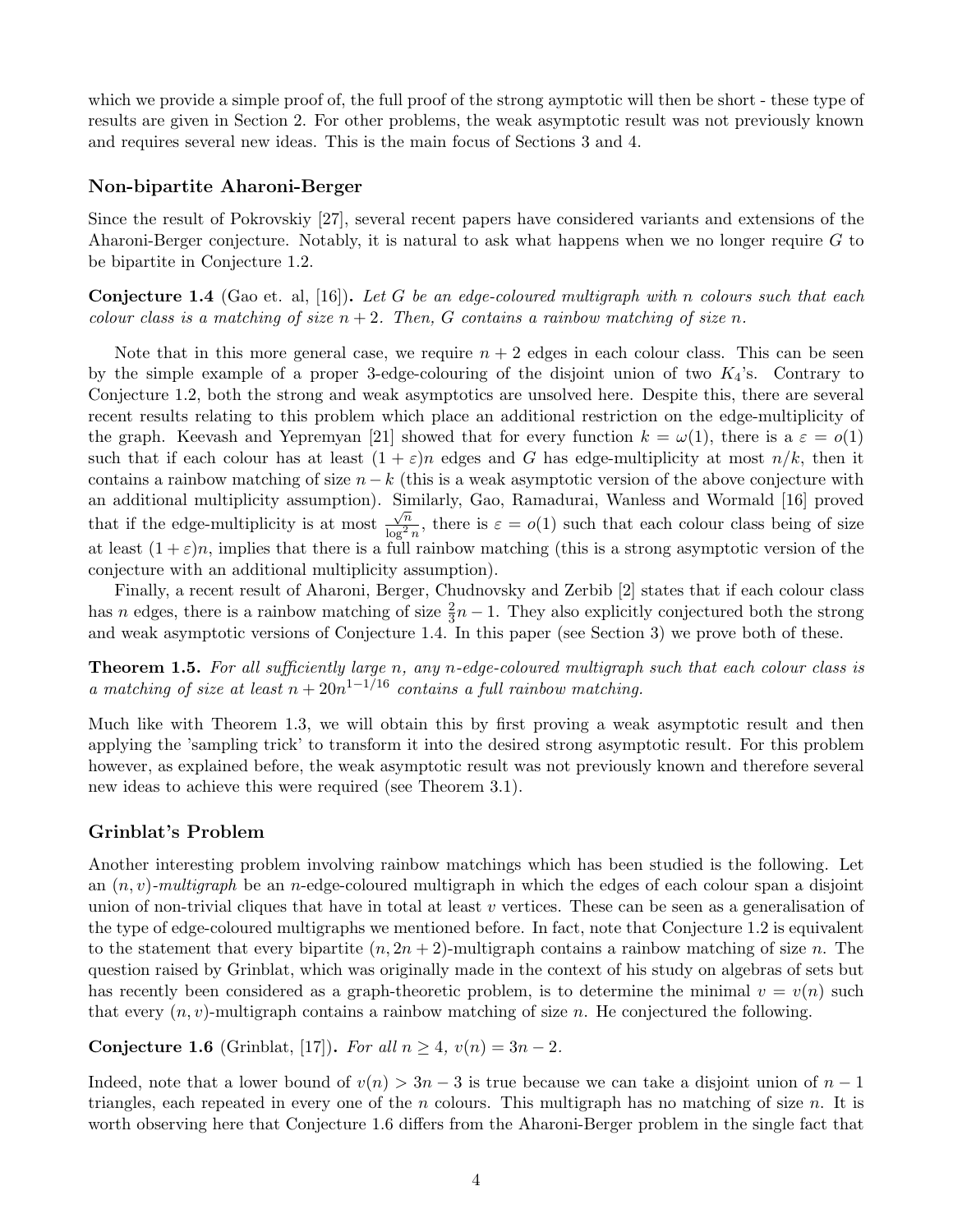which we provide a simple proof of, the full proof of the strong aymptotic will then be short - these type of results are given in Section 2. For other problems, the weak asymptotic result was not previously known and requires several new ideas. This is the main focus of Sections 3 and 4.

### Non-bipartite Aharoni-Berger

Since the result of Pokrovskiy [27], several recent papers have considered variants and extensions of the Aharoni-Berger conjecture. Notably, it is natural to ask what happens when we no longer require $G$ to be bipartite in Conjecture 1.2.

**Conjecture 1.4** (Gao et. al, [16]). *Let $G$ be an edge-coloured multigraph with $n$ colours such that each colour class is a matching of size $n+2$. Then, $G$ contains a rainbow matching of size $n$.*

Note that in this more general case, we require $n+2$ edges in each colour class. This can be seen by the simple example of a proper 3-edge-colouring of the disjoint union of two $K_4$'s. Contrary to Conjecture 1.2, both the strong and weak asymptotics are unsolved here. Despite this, there are several recent results relating to this problem which place an additional restriction on the edge-multiplicity of the graph. Keevash and Yepremyan [21] showed that for every function $k = \omega(1)$, there is a $\varepsilon = o(1)$ such that if each colour has at least $(1+\varepsilon)n$ edges and $G$ has edge-multiplicity at most $n/k$, then it contains a rainbow matching of size $n-k$ (this is a weak asymptotic version of the above conjecture with an additional multiplicity assumption). Similarly, Gao, Ramadurai, Wanless and Wormald [16] proved that if the edge-multiplicity is at most $\frac{\sqrt{n}}{\log^2 n}$, there is $\varepsilon = o(1)$ such that each colour class being of size at least $(1+\varepsilon)n$, implies that there is a full rainbow matching (this is a strong asymptotic version of the conjecture with an additional multiplicity assumption).

Finally, a recent result of Aharoni, Berger, Chudnovsky and Zerbib [2] states that if each colour class has $n$ edges, there is a rainbow matching of size $\frac{2}{3}n-1$. They also explicitly conjectured both the strong and weak asymptotic versions of Conjecture 1.4. In this paper (see Section 3) we prove both of these.

**Theorem 1.5.** *For all sufficiently large $n$, any $n$-edge-coloured multigraph such that each colour class is a matching of size at least $n + 20n^{1-1/16}$ contains a full rainbow matching.*

Much like with Theorem 1.3, we will obtain this by first proving a weak asymptotic result and then applying the 'sampling trick' to transform it into the desired strong asymptotic result. For this problem however, as explained before, the weak asymptotic result was not previously known and therefore several new ideas to achieve this were required (see Theorem 3.1).

### Grinblat's Problem

Another interesting problem involving rainbow matchings which has been studied is the following. Let an *$(n,v)$-multigraph* be an $n$-edge-coloured multigraph in which the edges of each colour span a disjoint union of non-trivial cliques that have in total at least $v$ vertices. These can be seen as a generalisation of the type of edge-coloured multigraphs we mentioned before. In fact, note that Conjecture 1.2 is equivalent to the statement that every bipartite $(n, 2n+2)$-multigraph contains a rainbow matching of size $n$. The question raised by Grinblat, which was originally made in the context of his study on algebras of sets but has recently been considered as a graph-theoretic problem, is to determine the minimal $v = v(n)$ such that every $(n,v)$-multigraph contains a rainbow matching of size $n$. He conjectured the following.

**Conjecture 1.6** (Grinblat, [17]). *For all $n \geq 4$, $v(n) = 3n-2$.*

Indeed, note that a lower bound of $v(n) > 3n-3$ is true because we can take a disjoint union of $n-1$ triangles, each repeated in every one of the $n$ colours. This multigraph has no matching of size $n$. It is worth observing here that Conjecture 1.6 differs from the Aharoni-Berger problem in the single fact that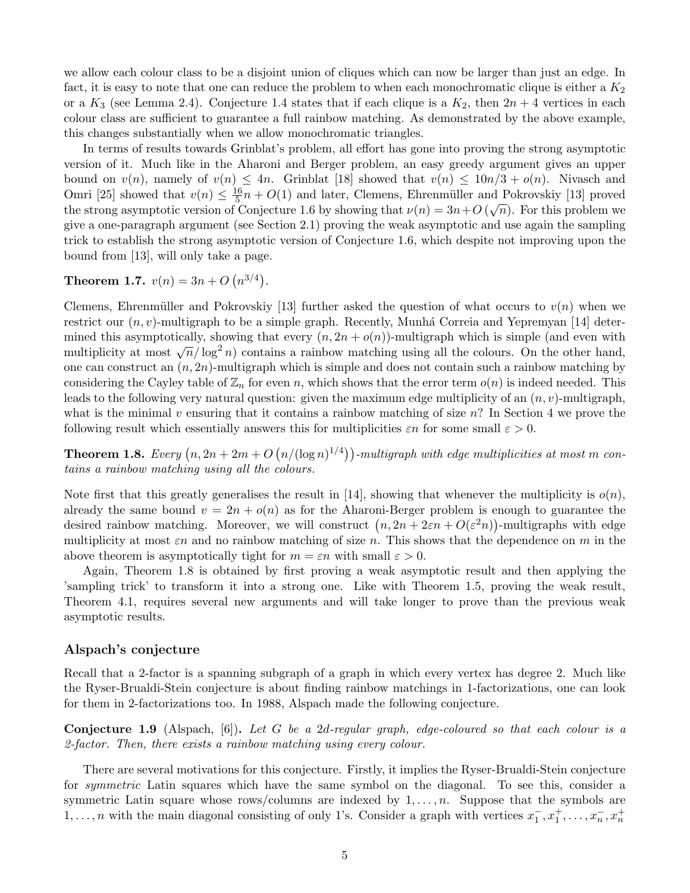we allow each colour class to be a disjoint union of cliques which can now be larger than just an edge. In fact, it is easy to note that one can reduce the problem to when each monochromatic clique is either a $K_2$ or a $K_3$ (see Lemma 2.4). Conjecture 1.4 states that if each clique is a $K_2$, then $2n + 4$ vertices in each colour class are sufficient to guarantee a full rainbow matching. As demonstrated by the above example, this changes substantially when we allow monochromatic triangles.

In terms of results towards Grinblat's problem, all effort has gone into proving the strong asymptotic version of it. Much like in the Aharoni and Berger problem, an easy greedy argument gives an upper bound on $v(n)$, namely of $v(n) \leq 4n$. Grinblat [18] showed that $v(n) \leq 10n/3 + o(n)$. Nivasch and Omri [25] showed that $v(n) \leq \frac{16}{5}n + O(1)$ and later, Clemens, Ehrenmüller and Pokrovskiy [13] proved the strong asymptotic version of Conjecture 1.6 by showing that $\nu(n) = 3n + O(\sqrt{n})$. For this problem we give a one-paragraph argument (see Section 2.1) proving the weak asymptotic and use again the sampling trick to establish the strong asymptotic version of Conjecture 1.6, which despite not improving upon the bound from [13], will only take a page.

**Theorem 1.7.** $v(n) = 3n + O\left(n^{3/4}\right)$.

Clemens, Ehrenmüller and Pokrovskiy [13] further asked the question of what occurs to $v(n)$ when we restrict our $(n, v)$-multigraph to be a simple graph. Recently, Munhá Correia and Yepremyan [14] determined this asymptotically, showing that every $(n, 2n + o(n))$-multigraph which is simple (and even with multiplicity at most $\sqrt{n}/\log^2 n$) contains a rainbow matching using all the colours. On the other hand, one can construct an $(n, 2n)$-multigraph which is simple and does not contain such a rainbow matching by considering the Cayley table of $\mathbb{Z}_n$ for even $n$, which shows that the error term $o(n)$ is indeed needed. This leads to the following very natural question: given the maximum edge multiplicity of an $(n, v)$-multigraph, what is the minimal $v$ ensuring that it contains a rainbow matching of size $n$? In Section 4 we prove the following result which essentially answers this for multiplicities $\varepsilon n$ for some small $\varepsilon > 0$.

**Theorem 1.8.** *Every $\left(n, 2n + 2m + O\left(n/(\log n)^{1/4}\right)\right)$-multigraph with edge multiplicities at most $m$ contains a rainbow matching using all the colours.*

Note first that this greatly generalises the result in [14], showing that whenever the multiplicity is $o(n)$, already the same bound $v = 2n + o(n)$ as for the Aharoni-Berger problem is enough to guarantee the desired rainbow matching. Moreover, we will construct $\left(n, 2n + 2\varepsilon n + O(\varepsilon^2 n)\right)$-multigraphs with edge multiplicity at most $\varepsilon n$ and no rainbow matching of size $n$. This shows that the dependence on $m$ in the above theorem is asymptotically tight for $m = \varepsilon n$ with small $\varepsilon > 0$.

Again, Theorem 1.8 is obtained by first proving a weak asymptotic result and then applying the 'sampling trick' to transform it into a strong one. Like with Theorem 1.5, proving the weak result, Theorem 4.1, requires several new arguments and will take longer to prove than the previous weak asymptotic results.

### Alspach's conjecture

Recall that a 2-factor is a spanning subgraph of a graph in which every vertex has degree 2. Much like the Ryser-Brualdi-Stein conjecture is about finding rainbow matchings in 1-factorizations, one can look for them in 2-factorizations too. In 1988, Alspach made the following conjecture.

**Conjecture 1.9** (Alspach, [6])**.** *Let $G$ be a $2d$-regular graph, edge-coloured so that each colour is a 2-factor. Then, there exists a rainbow matching using every colour.*

There are several motivations for this conjecture. Firstly, it implies the Ryser-Brualdi-Stein conjecture for *symmetric* Latin squares which have the same symbol on the diagonal. To see this, consider a symmetric Latin square whose rows/columns are indexed by $1, \ldots, n$. Suppose that the symbols are $1, \ldots, n$ with the main diagonal consisting of only 1's. Consider a graph with vertices $x_1^-, x_1^+, \ldots, x_n^-, x_n^+$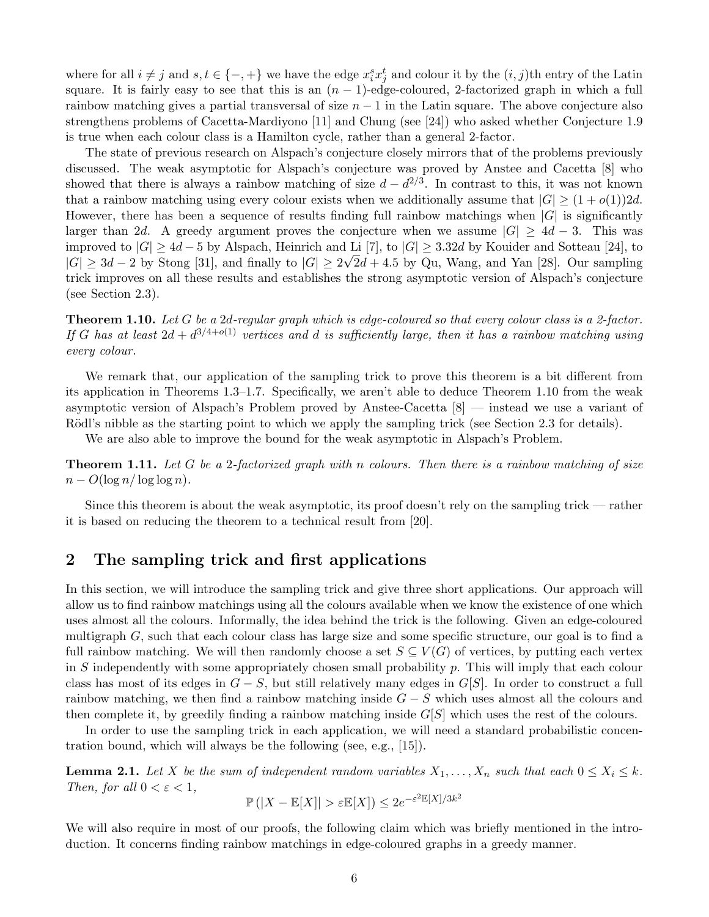where for all $i \neq j$ and $s, t \in \{-, +\}$ we have the edge $x_i^s x_j^t$ and colour it by the $(i, j)$th entry of the Latin square. It is fairly easy to see that this is an $(n-1)$-edge-coloured, 2-factorized graph in which a full rainbow matching gives a partial transversal of size $n-1$ in the Latin square. The above conjecture also strengthens problems of Cacetta-Mardiyono [11] and Chung (see [24]) who asked whether Conjecture 1.9 is true when each colour class is a Hamilton cycle, rather than a general 2-factor.

The state of previous research on Alspach's conjecture closely mirrors that of the problems previously discussed. The weak asymptotic for Alspach's conjecture was proved by Anstee and Cacetta [8] who showed that there is always a rainbow matching of size $d - d^{2/3}$. In contrast to this, it was not known that a rainbow matching using every colour exists when we additionally assume that $|G| \geq (1 + o(1))2d$. However, there has been a sequence of results finding full rainbow matchings when $|G|$ is significantly larger than $2d$. A greedy argument proves the conjecture when we assume $|G| \geq 4d - 3$. This was improved to $|G| \geq 4d - 5$ by Alspach, Heinrich and Li [7], to $|G| \geq 3.32d$ by Kouider and Sotteau [24], to $|G| \geq 3d - 2$ by Stong [31], and finally to $|G| \geq 2\sqrt{2}d + 4.5$ by Qu, Wang, and Yan [28]. Our sampling trick improves on all these results and establishes the strong asymptotic version of Alspach's conjecture (see Section 2.3).

**Theorem 1.10.** *Let $G$ be a $2d$-regular graph which is edge-coloured so that every colour class is a 2-factor. If $G$ has at least $2d + d^{3/4+o(1)}$ vertices and $d$ is sufficiently large, then it has a rainbow matching using every colour.*

We remark that, our application of the sampling trick to prove this theorem is a bit different from its application in Theorems 1.3–1.7. Specifically, we aren't able to deduce Theorem 1.10 from the weak asymptotic version of Alspach's Problem proved by Anstee-Cacetta [8] — instead we use a variant of Rödl's nibble as the starting point to which we apply the sampling trick (see Section 2.3 for details).

We are also able to improve the bound for the weak asymptotic in Alspach's Problem.

**Theorem 1.11.** *Let $G$ be a 2-factorized graph with $n$ colours. Then there is a rainbow matching of size $n - O(\log n / \log \log n)$.*

Since this theorem is about the weak asymptotic, its proof doesn't rely on the sampling trick — rather it is based on reducing the theorem to a technical result from [20].

## 2 The sampling trick and first applications

In this section, we will introduce the sampling trick and give three short applications. Our approach will allow us to find rainbow matchings using all the colours available when we know the existence of one which uses almost all the colours. Informally, the idea behind the trick is the following. Given an edge-coloured multigraph $G$, such that each colour class has large size and some specific structure, our goal is to find a full rainbow matching. We will then randomly choose a set $S \subseteq V(G)$ of vertices, by putting each vertex in $S$ independently with some appropriately chosen small probability $p$. This will imply that each colour class has most of its edges in $G - S$, but still relatively many edges in $G[S]$. In order to construct a full rainbow matching, we then find a rainbow matching inside $G - S$ which uses almost all the colours and then complete it, by greedily finding a rainbow matching inside $G[S]$ which uses the rest of the colours.

In order to use the sampling trick in each application, we will need a standard probabilistic concentration bound, which will always be the following (see, e.g., [15]).

**Lemma 2.1.** *Let $X$ be the sum of independent random variables $X_1, \ldots, X_n$ such that each $0 \leq X_i \leq k$. Then, for all $0 < \varepsilon < 1$,*

$$\mathbb{P}\left(|X - \mathbb{E}[X]| > \varepsilon \mathbb{E}[X]\right) \leq 2e^{-\varepsilon^2 \mathbb{E}[X]/3k^2}$$

We will also require in most of our proofs, the following claim which was briefly mentioned in the introduction. It concerns finding rainbow matchings in edge-coloured graphs in a greedy manner.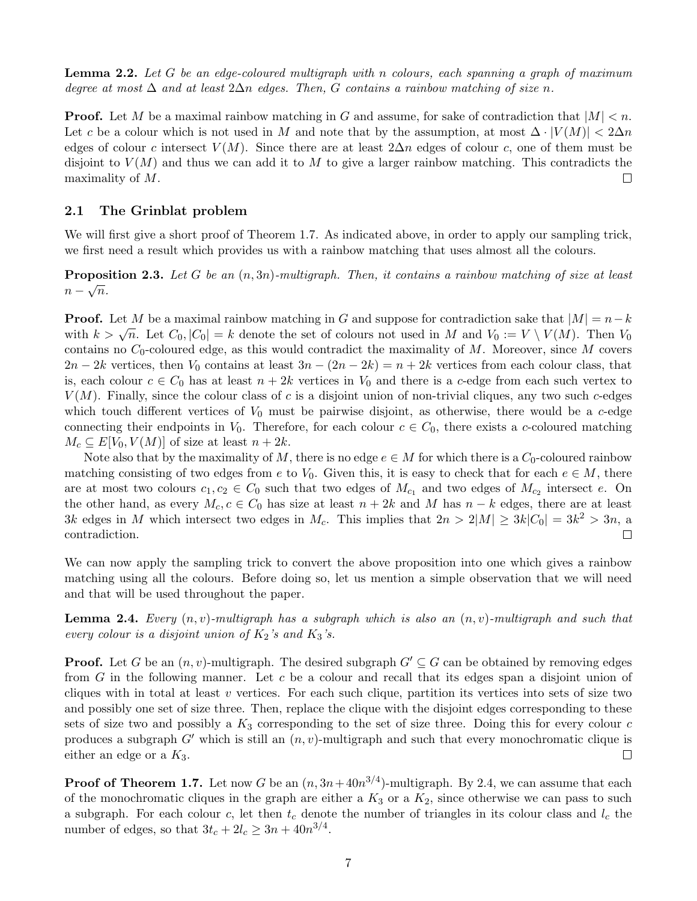**Lemma 2.2.** *Let $G$ be an edge-coloured multigraph with $n$ colours, each spanning a graph of maximum degree at most $\Delta$ and at least $2\Delta n$ edges. Then, $G$ contains a rainbow matching of size $n$.*

**Proof.** Let $M$ be a maximal rainbow matching in $G$ and assume, for sake of contradiction that $|M| < n$. Let $c$ be a colour which is not used in $M$ and note that by the assumption, at most $\Delta \cdot |V(M)| < 2\Delta n$ edges of colour $c$ intersect $V(M)$. Since there are at least $2\Delta n$ edges of colour $c$, one of them must be disjoint to $V(M)$ and thus we can add it to $M$ to give a larger rainbow matching. This contradicts the maximality of $M$. □

## 2.1 The Grinblat problem

We will first give a short proof of Theorem 1.7. As indicated above, in order to apply our sampling trick, we first need a result which provides us with a rainbow matching that uses almost all the colours.

**Proposition 2.3.** *Let $G$ be an $(n, 3n)$-multigraph. Then, it contains a rainbow matching of size at least $n - \sqrt{n}$.*

**Proof.** Let $M$ be a maximal rainbow matching in $G$ and suppose for contradiction sake that $|M| = n - k$ with $k > \sqrt{n}$. Let $C_0, |C_0| = k$ denote the set of colours not used in $M$ and $V_0 := V \setminus V(M)$. Then $V_0$ contains no $C_0$-coloured edge, as this would contradict the maximality of $M$. Moreover, since $M$ covers $2n - 2k$ vertices, then $V_0$ contains at least $3n - (2n - 2k) = n + 2k$ vertices from each colour class, that is, each colour $c \in C_0$ has at least $n + 2k$ vertices in $V_0$ and there is a $c$-edge from each such vertex to $V(M)$. Finally, since the colour class of $c$ is a disjoint union of non-trivial cliques, any two such $c$-edges which touch different vertices of $V_0$ must be pairwise disjoint, as otherwise, there would be a $c$-edge connecting their endpoints in $V_0$. Therefore, for each colour $c \in C_0$, there exists a $c$-coloured matching $M_c \subseteq E[V_0, V(M)]$ of size at least $n + 2k$.

Note also that by the maximality of $M$, there is no edge $e \in M$ for which there is a $C_0$-coloured rainbow matching consisting of two edges from $e$ to $V_0$. Given this, it is easy to check that for each $e \in M$, there are at most two colours $c_1, c_2 \in C_0$ such that two edges of $M_{c_1}$ and two edges of $M_{c_2}$ intersect $e$. On the other hand, as every $M_c, c \in C_0$ has size at least $n + 2k$ and $M$ has $n - k$ edges, there are at least $3k$ edges in $M$ which intersect two edges in $M_c$. This implies that $2n > 2|M| \geq 3k|C_0| = 3k^2 > 3n$, a contradiction. □

We can now apply the sampling trick to convert the above proposition into one which gives a rainbow matching using all the colours. Before doing so, let us mention a simple observation that we will need and that will be used throughout the paper.

**Lemma 2.4.** *Every $(n, v)$-multigraph has a subgraph which is also an $(n, v)$-multigraph and such that every colour is a disjoint union of $K_2$'s and $K_3$'s.*

**Proof.** Let $G$ be an $(n, v)$-multigraph. The desired subgraph $G' \subseteq G$ can be obtained by removing edges from $G$ in the following manner. Let $c$ be a colour and recall that its edges span a disjoint union of cliques with in total at least $v$ vertices. For each such clique, partition its vertices into sets of size two and possibly one set of size three. Then, replace the clique with the disjoint edges corresponding to these sets of size two and possibly a $K_3$ corresponding to the set of size three. Doing this for every colour $c$ produces a subgraph $G'$ which is still an $(n, v)$-multigraph and such that every monochromatic clique is either an edge or a $K_3$. □

**Proof of Theorem 1.7.** Let now $G$ be an $(n, 3n + 40n^{3/4})$-multigraph. By 2.4, we can assume that each of the monochromatic cliques in the graph are either a $K_3$ or a $K_2$, since otherwise we can pass to such a subgraph. For each colour $c$, let then $t_c$ denote the number of triangles in its colour class and $l_c$ the number of edges, so that $3t_c + 2l_c \geq 3n + 40n^{3/4}$.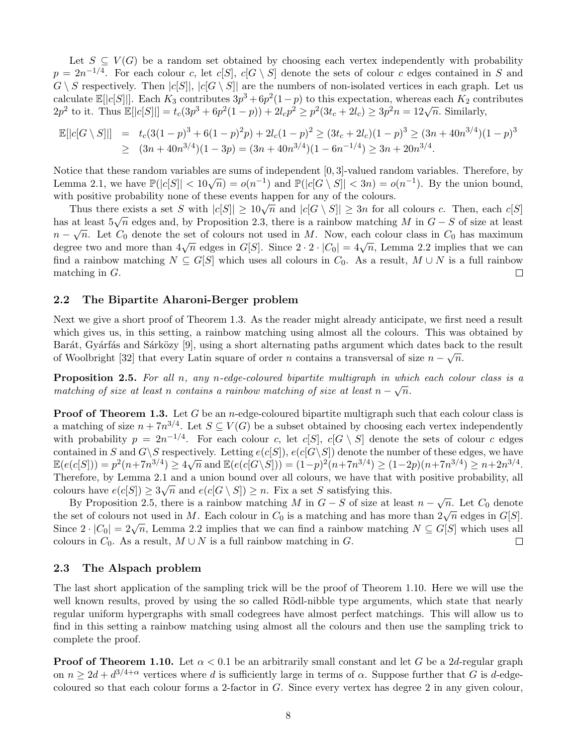Let $S \subseteq V(G)$ be a random set obtained by choosing each vertex independently with probability $p = 2n^{-1/4}$. For each colour $c$, let $c[S]$, $c[G \setminus S]$ denote the sets of colour $c$ edges contained in $S$ and $G \setminus S$ respectively. Then $|c[S]|$, $|c[G \setminus S]|$ are the numbers of non-isolated vertices in each graph. Let us calculate $\mathbb{E}[|c[S]|]$. Each $K_3$ contributes $3p^3 + 6p^2(1-p)$ to this expectation, whereas each $K_2$ contributes $2p^2$ to it. Thus $\mathbb{E}[|c[S]|] = t_c(3p^3 + 6p^2(1-p)) + 2l_c p^2 \geq p^2(3t_c + 2l_c) \geq 3p^2 n = 12\sqrt{n}$. Similarly,

$$\begin{aligned}\mathbb{E}[|c[G \setminus S]|] &= t_c(3(1-p)^3 + 6(1-p)^2 p) + 2l_c(1-p)^2 \geq (3t_c + 2l_c)(1-p)^3 \geq (3n + 40n^{3/4})(1-p)^3 \\ &\geq (3n + 40n^{3/4})(1-3p) = (3n + 40n^{3/4})(1 - 6n^{-1/4}) \geq 3n + 20n^{3/4}.\end{aligned}$$

Notice that these random variables are sums of independent $[0,3]$-valued random variables. Therefore, by Lemma 2.1, we have $\mathbb{P}(|c[S]| < 10\sqrt{n}) = o(n^{-1})$ and $\mathbb{P}(|c[G \setminus S]| < 3n) = o(n^{-1})$. By the union bound, with positive probability none of these events happen for any of the colours.

Thus there exists a set $S$ with $|c[S]| \geq 10\sqrt{n}$ and $|c[G \setminus S]| \geq 3n$ for all colours $c$. Then, each $c[S]$ has at least $5\sqrt{n}$ edges and, by Proposition 2.3, there is a rainbow matching $M$ in $G - S$ of size at least $n - \sqrt{n}$. Let $C_0$ denote the set of colours not used in $M$. Now, each colour class in $C_0$ has maximum degree two and more than $4\sqrt{n}$ edges in $G[S]$. Since $2 \cdot 2 \cdot |C_0| = 4\sqrt{n}$, Lemma 2.2 implies that we can find a rainbow matching $N \subseteq G[S]$ which uses all colours in $C_0$. As a result, $M \cup N$ is a full rainbow matching in $G$. $\square$

### 2.2 The Bipartite Aharoni-Berger problem

Next we give a short proof of Theorem 1.3. As the reader might already anticipate, we first need a result which gives us, in this setting, a rainbow matching using almost all the colours. This was obtained by Barát, Gyárfás and Sárközy [9], using a short alternating paths argument which dates back to the result of Woolbright [32] that every Latin square of order $n$ contains a transversal of size $n - \sqrt{n}$.

**Proposition 2.5.** *For all $n$, any $n$-edge-coloured bipartite multigraph in which each colour class is a matching of size at least $n$ contains a rainbow matching of size at least $n - \sqrt{n}$.*

**Proof of Theorem 1.3.** Let $G$ be an $n$-edge-coloured bipartite multigraph such that each colour class is a matching of size $n + 7n^{3/4}$. Let $S \subseteq V(G)$ be a subset obtained by choosing each vertex independently with probability $p = 2n^{-1/4}$. For each colour $c$, let $c[S]$, $c[G \setminus S]$ denote the sets of colour $c$ edges contained in $S$ and $G \setminus S$ respectively. Letting $e(c[S])$, $e(c[G \setminus S])$ denote the number of these edges, we have $\mathbb{E}(e(c[S])) = p^2(n + 7n^{3/4}) \geq 4\sqrt{n}$ and $\mathbb{E}(e(c[G \setminus S])) = (1-p)^2(n + 7n^{3/4}) \geq (1-2p)(n + 7n^{3/4}) \geq n + 2n^{3/4}$. Therefore, by Lemma 2.1 and a union bound over all colours, we have that with positive probability, all colours have $e(c[S]) \geq 3\sqrt{n}$ and $e(c[G \setminus S]) \geq n$. Fix a set $S$ satisfying this.

By Proposition 2.5, there is a rainbow matching $M$ in $G - S$ of size at least $n - \sqrt{n}$. Let $C_0$ denote the set of colours not used in $M$. Each colour in $C_0$ is a matching and has more than $2\sqrt{n}$ edges in $G[S]$. Since $2 \cdot |C_0| = 2\sqrt{n}$, Lemma 2.2 implies that we can find a rainbow matching $N \subseteq G[S]$ which uses all colours in $C_0$. As a result, $M \cup N$ is a full rainbow matching in $G$. $\square$

### 2.3 The Alspach problem

The last short application of the sampling trick will be the proof of Theorem 1.10. Here we will use the well known results, proved by using the so called Rödl-nibble type arguments, which state that nearly regular uniform hypergraphs with small codegrees have almost perfect matchings. This will allow us to find in this setting a rainbow matching using almost all the colours and then use the sampling trick to complete the proof.

**Proof of Theorem 1.10.** Let $\alpha < 0.1$ be an arbitrarily small constant and let $G$ be a $2d$-regular graph on $n \geq 2d + d^{3/4+\alpha}$ vertices where $d$ is sufficiently large in terms of $\alpha$. Suppose further that $G$ is $d$-edge-coloured so that each colour forms a 2-factor in $G$. Since every vertex has degree 2 in any given colour,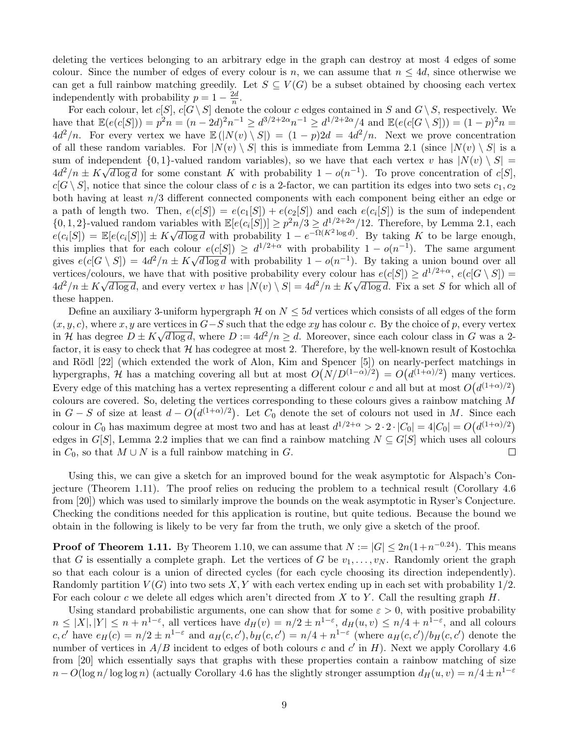deleting the vertices belonging to an arbitrary edge in the graph can destroy at most 4 edges of some colour. Since the number of edges of every colour is $n$, we can assume that $n \leq 4d$, since otherwise we can get a full rainbow matching greedily. Let $S \subseteq V(G)$ be a subset obtained by choosing each vertex independently with probability $p = 1 - \frac{2d}{n}$.

For each colour, let $c[S]$, $c[G \setminus S]$ denote the colour $c$ edges contained in $S$ and $G \setminus S$, respectively. We have that $\mathbb{E}(e(c[S])) = p^2 n = (n-2d)^2 n^{-1} \geq d^{3/2+2\alpha} n^{-1} \geq d^{1/2+2\alpha}/4$ and $\mathbb{E}(e(c[G \setminus S])) = (1-p)^2 n = 4d^2/n$. For every vertex we have $\mathbb{E}(|N(v) \setminus S|) = (1-p)2d = 4d^2/n$. Next we prove concentration of all these random variables. For $|N(v) \setminus S|$ this is immediate from Lemma 2.1 (since $|N(v) \setminus S|$ is a sum of independent $\{0,1\}$-valued random variables), so we have that each vertex $v$ has $|N(v) \setminus S| = 4d^2/n \pm K\sqrt{d \log d}$ for some constant $K$ with probability $1 - o(n^{-1})$. To prove concentration of $c[S]$, $c[G \setminus S]$, notice that since the colour class of $c$ is a 2-factor, we can partition its edges into two sets $c_1, c_2$ both having at least $n/3$ different connected components with each component being either an edge or a path of length two. Then, $e(c[S]) = e(c_1[S]) + e(c_2[S])$ and each $e(c_i[S])$ is the sum of independent $\{0,1,2\}$-valued random variables with $\mathbb{E}[e(c_i[S])] \geq p^2 n/3 \geq d^{1/2+2\alpha}/12$. Therefore, by Lemma 2.1, each $e(c_i[S]) = \mathbb{E}[e(c_i[S])] \pm K\sqrt{d \log d}$ with probability $1 - e^{-\Omega(K^2 \log d)}$. By taking $K$ to be large enough, this implies that for each colour $e(c[S]) \geq d^{1/2+\alpha}$ with probability $1 - o(n^{-1})$. The same argument gives $e(c[G \setminus S]) = 4d^2/n \pm K\sqrt{d \log d}$ with probability $1 - o(n^{-1})$. By taking a union bound over all vertices/colours, we have that with positive probability every colour has $e(c[S]) \geq d^{1/2+\alpha}$, $e(c[G \setminus S]) = 4d^2/n \pm K\sqrt{d \log d}$, and every vertex $v$ has $|N(v) \setminus S| = 4d^2/n \pm K\sqrt{d \log d}$. Fix a set $S$ for which all of these happen.

Define an auxiliary 3-uniform hypergraph $\mathcal{H}$ on $N \leq 5d$ vertices which consists of all edges of the form $(x, y, c)$, where $x, y$ are vertices in $G - S$ such that the edge $xy$ has colour $c$. By the choice of $p$, every vertex in $\mathcal{H}$ has degree $D \pm K\sqrt{d \log d}$, where $D := 4d^2/n \geq d$. Moreover, since each colour class in $G$ was a 2-factor, it is easy to check that $\mathcal{H}$ has codegree at most 2. Therefore, by the well-known result of Kostochka and Rödl [22] (which extended the work of Alon, Kim and Spencer [5]) on nearly-perfect matchings in hypergraphs, $\mathcal{H}$ has a matching covering all but at most $O\big(N/D^{(1-\alpha)/2}\big) = O\big(d^{(1+\alpha)/2}\big)$ many vertices. Every edge of this matching has a vertex representing a different colour $c$ and all but at most $O\big(d^{(1+\alpha)/2}\big)$ colours are covered. So, deleting the vertices corresponding to these colours gives a rainbow matching $M$ in $G - S$ of size at least $d - O\big(d^{(1+\alpha)/2}\big)$. Let $C_0$ denote the set of colours not used in $M$. Since each colour in $C_0$ has maximum degree at most two and has at least $d^{1/2+\alpha} > 2 \cdot 2 \cdot |C_0| = 4|C_0| = O\big(d^{(1+\alpha)/2}\big)$ edges in $G[S]$, Lemma 2.2 implies that we can find a rainbow matching $N \subseteq G[S]$ which uses all colours in $C_0$, so that $M \cup N$ is a full rainbow matching in $G$. □

Using this, we can give a sketch for an improved bound for the weak asymptotic for Alspach's Conjecture (Theorem 1.11). The proof relies on reducing the problem to a technical result (Corollary 4.6 from [20]) which was used to similarly improve the bounds on the weak asymptotic in Ryser's Conjecture. Checking the conditions needed for this application is routine, but quite tedious. Because the bound we obtain in the following is likely to be very far from the truth, we only give a sketch of the proof.

**Proof of Theorem 1.11.** By Theorem 1.10, we can assume that $N := |G| \leq 2n(1+n^{-0.24})$. This means that $G$ is essentially a complete graph. Let the vertices of $G$ be $v_1, \ldots, v_N$. Randomly orient the graph so that each colour is a union of directed cycles (for each cycle choosing its direction independently). Randomly partition $V(G)$ into two sets $X, Y$ with each vertex ending up in each set with probability $1/2$. For each colour $c$ we delete all edges which aren't directed from $X$ to $Y$. Call the resulting graph $H$.

Using standard probabilistic arguments, one can show that for some $\varepsilon > 0$, with positive probability $n \leq |X|, |Y| \leq n + n^{1-\varepsilon}$, all vertices have $d_H(v) = n/2 \pm n^{1-\varepsilon}$, $d_H(u,v) \leq n/4 + n^{1-\varepsilon}$, and all colours $c, c'$ have $e_H(c) = n/2 \pm n^{1-\varepsilon}$ and $a_H(c,c'), b_H(c,c') = n/4 + n^{1-\varepsilon}$ (where $a_H(c,c')/b_H(c,c')$ denote the number of vertices in $A/B$ incident to edges of both colours $c$ and $c'$ in $H$). Next we apply Corollary 4.6 from [20] which essentially says that graphs with these properties contain a rainbow matching of size $n - O(\log n/\log\log n)$ (actually Corollary 4.6 has the slightly stronger assumption $d_H(u,v) = n/4 \pm n^{1-\varepsilon}$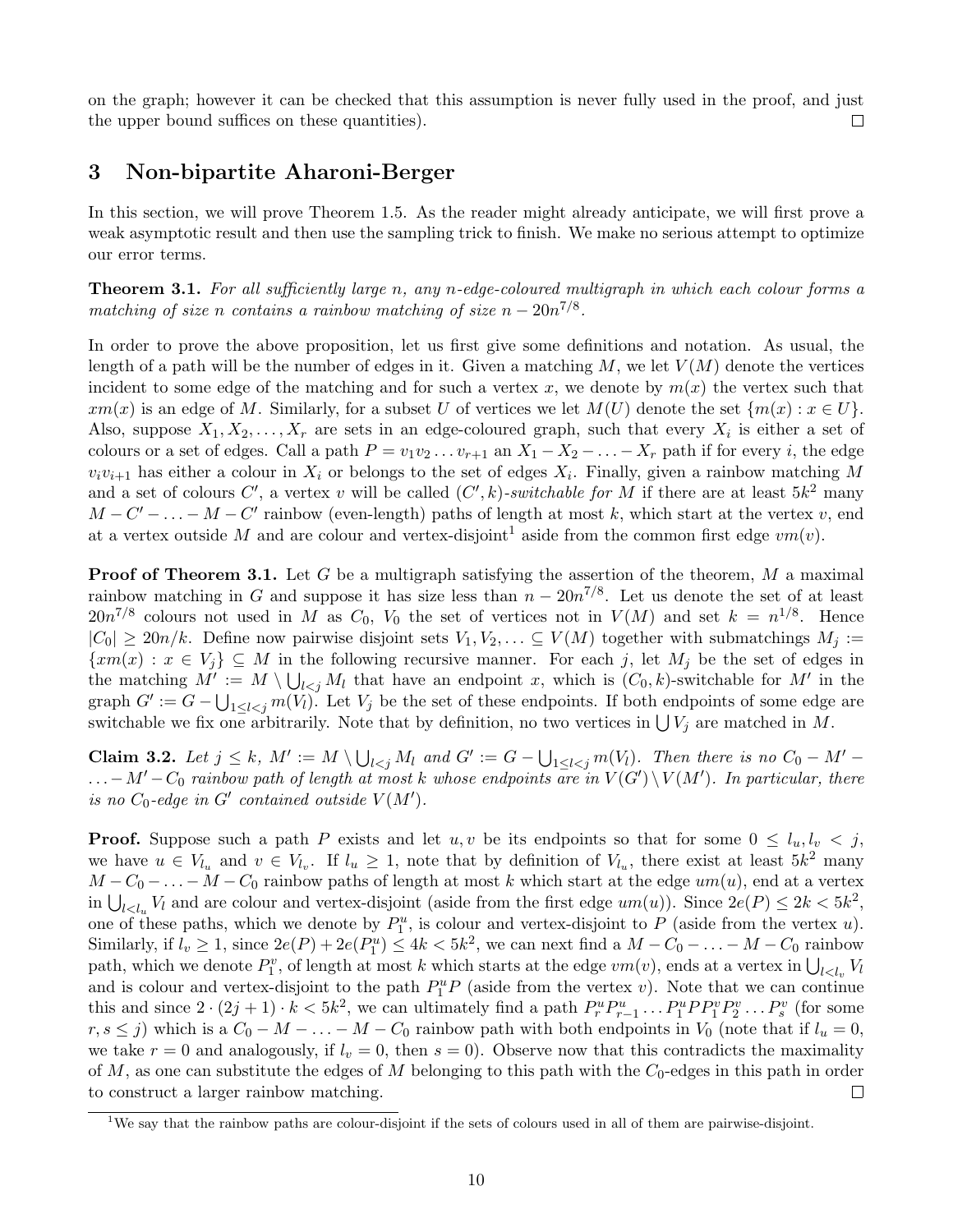on the graph; however it can be checked that this assumption is never fully used in the proof, and just the upper bound suffices on these quantities). $\square$

## 3 Non-bipartite Aharoni-Berger

In this section, we will prove Theorem 1.5. As the reader might already anticipate, we will first prove a weak asymptotic result and then use the sampling trick to finish. We make no serious attempt to optimize our error terms.

**Theorem 3.1.** *For all sufficiently large $n$, any $n$-edge-coloured multigraph in which each colour forms a matching of size $n$ contains a rainbow matching of size $n - 20n^{7/8}$.*

In order to prove the above proposition, let us first give some definitions and notation. As usual, the length of a path will be the number of edges in it. Given a matching $M$, we let $V(M)$ denote the vertices incident to some edge of the matching and for such a vertex $x$, we denote by $m(x)$ the vertex such that $xm(x)$ is an edge of $M$. Similarly, for a subset $U$ of vertices we let $M(U)$ denote the set $\{m(x) : x \in U\}$. Also, suppose $X_1, X_2, \ldots, X_r$ are sets in an edge-coloured graph, such that every $X_i$ is either a set of colours or a set of edges. Call a path $P = v_1v_2 \ldots v_{r+1}$ an $X_1 - X_2 - \ldots - X_r$ path if for every $i$, the edge $v_iv_{i+1}$ has either a colour in $X_i$ or belongs to the set of edges $X_i$. Finally, given a rainbow matching $M$ and a set of colours $C'$, a vertex $v$ will be called *$(C', k)$-switchable for $M$* if there are at least $5k^2$ many $M - C' - \ldots - M - C'$ rainbow (even-length) paths of length at most $k$, which start at the vertex $v$, end at a vertex outside $M$ and are colour and vertex-disjoint[1] aside from the common first edge $vm(v)$.

**Proof of Theorem 3.1.** Let $G$ be a multigraph satisfying the assertion of the theorem, $M$ a maximal rainbow matching in $G$ and suppose it has size less than $n - 20n^{7/8}$. Let us denote the set of at least $20n^{7/8}$ colours not used in $M$ as $C_0$, $V_0$ the set of vertices not in $V(M)$ and set $k = n^{1/8}$. Hence $|C_0| \geq 20n/k$. Define now pairwise disjoint sets $V_1, V_2, \ldots \subseteq V(M)$ together with submatchings $M_j := \{xm(x) : x \in V_j\} \subseteq M$ in the following recursive manner. For each $j$, let $M_j$ be the set of edges in the matching $M' := M \setminus \bigcup_{l<j} M_l$ that have an endpoint $x$, which is $(C_0, k)$-switchable for $M'$ in the graph $G' := G - \bigcup_{1 \leq l < j} m(V_l)$. Let $V_j$ be the set of these endpoints. If both endpoints of some edge are switchable we fix one arbitrarily. Note that by definition, no two vertices in $\bigcup V_j$ are matched in $M$.

**Claim 3.2.** *Let $j \leq k$, $M' := M \setminus \bigcup_{l<j} M_l$ and $G' := G - \bigcup_{1 \leq l < j} m(V_l)$. Then there is no $C_0 - M' - \ldots - M' - C_0$ rainbow path of length at most $k$ whose endpoints are in $V(G') \setminus V(M')$. In particular, there is no $C_0$-edge in $G'$ contained outside $V(M')$.*

**Proof.** Suppose such a path $P$ exists and let $u, v$ be its endpoints so that for some $0 \leq l_u, l_v < j$, we have $u \in V_{l_u}$ and $v \in V_{l_v}$. If $l_u \geq 1$, note that by definition of $V_{l_u}$, there exist at least $5k^2$ many $M - C_0 - \ldots - M - C_0$ rainbow paths of length at most $k$ which start at the edge $um(u)$, end at a vertex in $\bigcup_{l<l_u} V_l$ and are colour and vertex-disjoint (aside from the first edge $um(u)$). Since $2e(P) \leq 2k < 5k^2$, one of these paths, which we denote by $P_1^u$, is colour and vertex-disjoint to $P$ (aside from the vertex $u$). Similarly, if $l_v \geq 1$, since $2e(P) + 2e(P_1^u) \leq 4k < 5k^2$, we can next find a $M - C_0 - \ldots - M - C_0$ rainbow path, which we denote $P_1^v$, of length at most $k$ which starts at the edge $vm(v)$, ends at a vertex in $\bigcup_{l<l_v} V_l$ and is colour and vertex-disjoint to the path $P_1^uP$ (aside from the vertex $v$). Note that we can continue this and since $2 \cdot (2j+1) \cdot k < 5k^2$, we can ultimately find a path $P_r^uP_{r-1}^u \ldots P_1^uPP_1^vP_2^v \ldots P_s^v$ (for some $r, s \leq j$) which is a $C_0 - M - \ldots - M - C_0$ rainbow path with both endpoints in $V_0$ (note that if $l_u = 0$, we take $r = 0$ and analogously, if $l_v = 0$, then $s = 0$). Observe now that this contradicts the maximality of $M$, as one can substitute the edges of $M$ belonging to this path with the $C_0$-edges in this path in order to construct a larger rainbow matching. $\square$

[1] We say that the rainbow paths are colour-disjoint if the sets of colours used in all of them are pairwise-disjoint.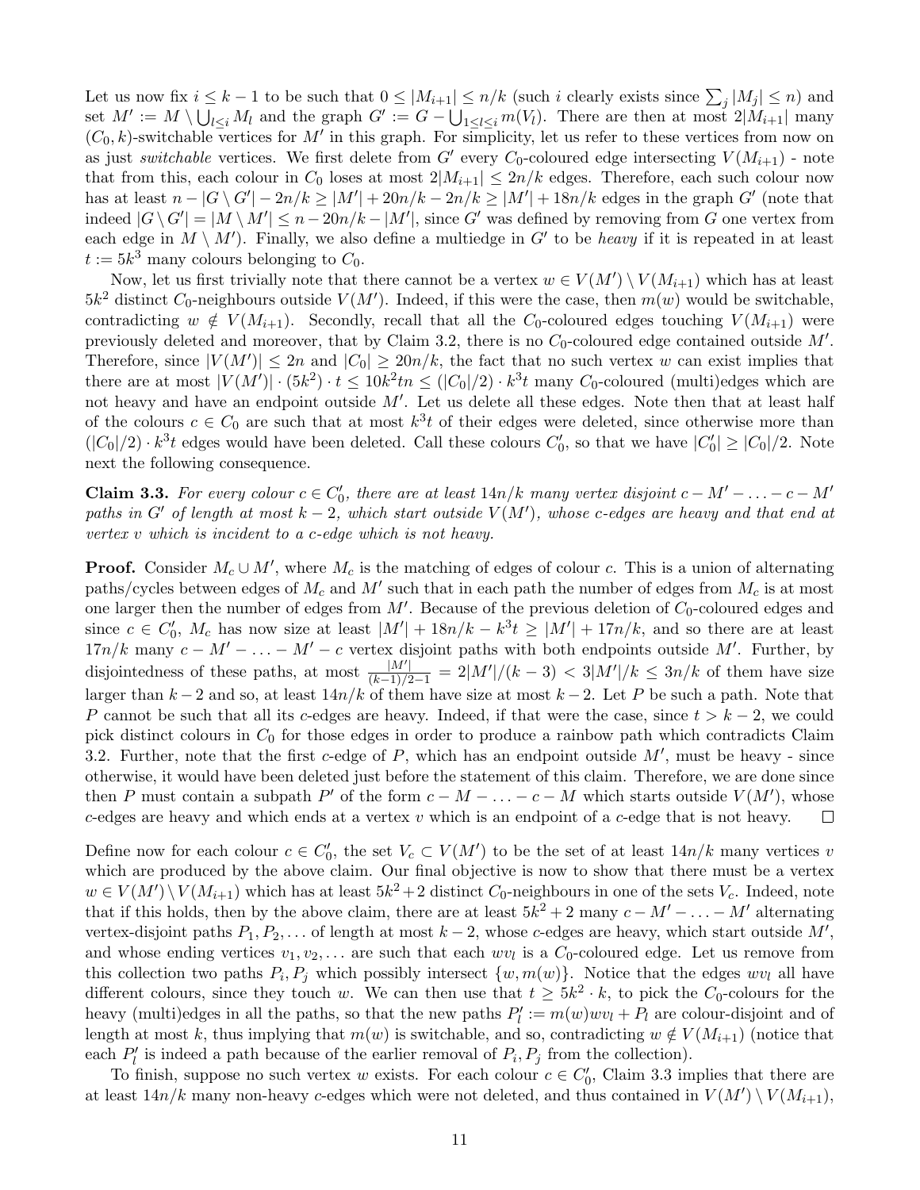Let us now fix $i \leq k-1$ to be such that $0 \leq |M_{i+1}| \leq n/k$ (such $i$ clearly exists since $\sum_j |M_j| \leq n$) and set $M' := M \setminus \bigcup_{l \leq i} M_l$ and the graph $G' := G - \bigcup_{1 \leq l \leq i} m(V_l)$. There are then at most $2|M_{i+1}|$ many $(C_0, k)$-switchable vertices for $M'$ in this graph. For simplicity, let us refer to these vertices from now on as just *switchable* vertices. We first delete from $G'$ every $C_0$-coloured edge intersecting $V(M_{i+1})$ - note that from this, each colour in $C_0$ loses at most $2|M_{i+1}| \leq 2n/k$ edges. Therefore, each such colour now has at least $n - |G \setminus G'| - 2n/k \geq |M'| + 20n/k - 2n/k \geq |M'| + 18n/k$ edges in the graph $G'$ (note that indeed $|G \setminus G'| = |M \setminus M'| \leq n - 20n/k - |M'|$, since $G'$ was defined by removing from $G$ one vertex from each edge in $M \setminus M'$). Finally, we also define a multiedge in $G'$ to be *heavy* if it is repeated in at least $t := 5k^3$ many colours belonging to $C_0$.

Now, let us first trivially note that there cannot be a vertex $w \in V(M') \setminus V(M_{i+1})$ which has at least $5k^2$ distinct $C_0$-neighbours outside $V(M')$. Indeed, if this were the case, then $m(w)$ would be switchable, contradicting $w \notin V(M_{i+1})$. Secondly, recall that all the $C_0$-coloured edges touching $V(M_{i+1})$ were previously deleted and moreover, that by Claim 3.2, there is no $C_0$-coloured edge contained outside $M'$. Therefore, since $|V(M')| \leq 2n$ and $|C_0| \geq 20n/k$, the fact that no such vertex $w$ can exist implies that there are at most $|V(M')| \cdot (5k^2) \cdot t \leq 10k^2tn \leq (|C_0|/2) \cdot k^3 t$ many $C_0$-coloured (multi)edges which are not heavy and have an endpoint outside $M'$. Let us delete all these edges. Note then that at least half of the colours $c \in C_0$ are such that at most $k^3t$ of their edges were deleted, since otherwise more than $(|C_0|/2) \cdot k^3 t$ edges would have been deleted. Call these colours $C_0'$, so that we have $|C_0'| \geq |C_0|/2$. Note next the following consequence.

**Claim 3.3.** *For every colour $c \in C_0'$, there are at least $14n/k$ many vertex disjoint $c - M' - \ldots - c - M'$ paths in $G'$ of length at most $k-2$, which start outside $V(M')$, whose $c$-edges are heavy and that end at vertex $v$ which is incident to a $c$-edge which is not heavy.*

**Proof.** Consider $M_c \cup M'$, where $M_c$ is the matching of edges of colour $c$. This is a union of alternating paths/cycles between edges of $M_c$ and $M'$ such that in each path the number of edges from $M_c$ is at most one larger then the number of edges from $M'$. Because of the previous deletion of $C_0$-coloured edges and since $c \in C_0'$, $M_c$ has now size at least $|M'| + 18n/k - k^3t \geq |M'| + 17n/k$, and so there are at least $17n/k$ many $c - M' - \ldots - M' - c$ vertex disjoint paths with both endpoints outside $M'$. Further, by disjointedness of these paths, at most $\frac{|M'|}{(k-1)/2-1} = 2|M'|/(k-3) < 3|M'|/k \leq 3n/k$ of them have size larger than $k-2$ and so, at least $14n/k$ of them have size at most $k-2$. Let $P$ be such a path. Note that $P$ cannot be such that all its $c$-edges are heavy. Indeed, if that were the case, since $t > k-2$, we could pick distinct colours in $C_0$ for those edges in order to produce a rainbow path which contradicts Claim 3.2. Further, note that the first $c$-edge of $P$, which has an endpoint outside $M'$, must be heavy - since otherwise, it would have been deleted just before the statement of this claim. Therefore, we are done since then $P$ must contain a subpath $P'$ of the form $c - M - \ldots - c - M$ which starts outside $V(M')$, whose $c$-edges are heavy and which ends at a vertex $v$ which is an endpoint of a $c$-edge that is not heavy. $\square$

Define now for each colour $c \in C_0'$, the set $V_c \subset V(M')$ to be the set of at least $14n/k$ many vertices $v$ which are produced by the above claim. Our final objective is now to show that there must be a vertex $w \in V(M') \setminus V(M_{i+1})$ which has at least $5k^2 + 2$ distinct $C_0$-neighbours in one of the sets $V_c$. Indeed, note that if this holds, then by the above claim, there are at least $5k^2 + 2$ many $c - M' - \ldots - M'$ alternating vertex-disjoint paths $P_1, P_2, \ldots$ of length at most $k-2$, whose $c$-edges are heavy, which start outside $M'$, and whose ending vertices $v_1, v_2, \ldots$ are such that each $wv_l$ is a $C_0$-coloured edge. Let us remove from this collection two paths $P_i, P_j$ which possibly intersect $\{w, m(w)\}$. Notice that the edges $wv_l$ all have different colours, since they touch $w$. We can then use that $t \geq 5k^2 \cdot k$, to pick the $C_0$-colours for the heavy (multi)edges in all the paths, so that the new paths $P_l' := m(w)wv_l + P_l$ are colour-disjoint and of length at most $k$, thus implying that $m(w)$ is switchable, and so, contradicting $w \notin V(M_{i+1})$ (notice that each $P_l'$ is indeed a path because of the earlier removal of $P_i, P_j$ from the collection).

To finish, suppose no such vertex $w$ exists. For each colour $c \in C_0'$, Claim 3.3 implies that there are at least $14n/k$ many non-heavy $c$-edges which were not deleted, and thus contained in $V(M') \setminus V(M_{i+1})$,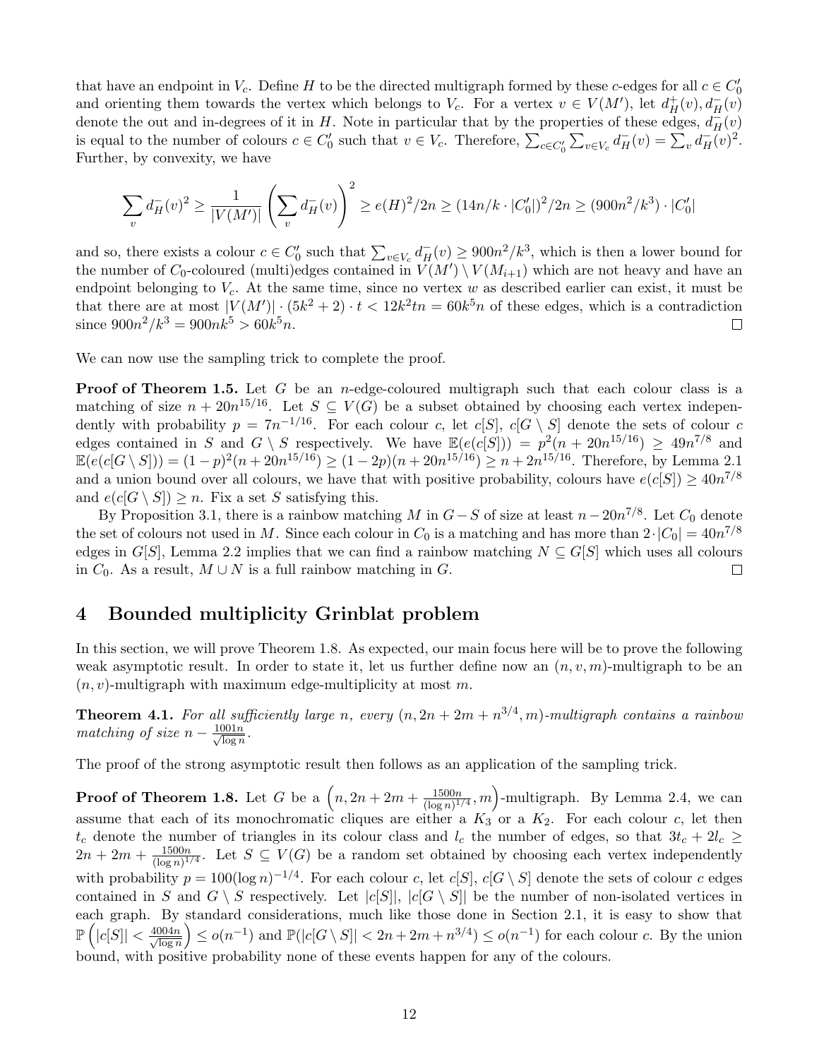that have an endpoint in $V_c$. Define $H$ to be the directed multigraph formed by these $c$-edges for all $c \in C_0'$ and orienting them towards the vertex which belongs to $V_c$. For a vertex $v \in V(M')$, let $d_H^+(v), d_H^-(v)$ denote the out and in-degrees of it in $H$. Note in particular that by the properties of these edges, $d_H^-(v)$ is equal to the number of colours $c \in C_0'$ such that $v \in V_c$. Therefore, $\sum_{c\in C_0'} \sum_{v\in V_c} d_H^-(v) = \sum_v d_H^-(v)^2$. Further, by convexity, we have

$$\sum_v d_H^-(v)^2 \geq \frac{1}{|V(M')|} \left( \sum_v d_H^-(v) \right)^2 \geq e(H)^2/2n \geq (14n/k \cdot |C_0'|)^2/2n \geq (900n^2/k^3) \cdot |C_0'|$$

and so, there exists a colour $c \in C_0'$ such that $\sum_{v\in V_c} d_H^-(v) \geq 900n^2/k^3$, which is then a lower bound for the number of $C_0$-coloured (multi)edges contained in $V(M') \setminus V(M_{i+1})$ which are not heavy and have an endpoint belonging to $V_c$. At the same time, since no vertex $w$ as described earlier can exist, it must be that there are at most $|V(M')| \cdot (5k^2 + 2) \cdot t < 12k^2tn = 60k^5n$ of these edges, which is a contradiction since $900n^2/k^3 = 900nk^5 > 60k^5n$. □

We can now use the sampling trick to complete the proof.

**Proof of Theorem 1.5.** Let $G$ be an $n$-edge-coloured multigraph such that each colour class is a matching of size $n + 20n^{15/16}$. Let $S \subseteq V(G)$ be a subset obtained by choosing each vertex independently with probability $p = 7n^{-1/16}$. For each colour $c$, let $c[S]$, $c[G \setminus S]$ denote the sets of colour $c$ edges contained in $S$ and $G \setminus S$ respectively. We have $\mathbb{E}(e(c[S])) = p^2(n + 20n^{15/16}) \geq 49n^{7/8}$ and $\mathbb{E}(e(c[G \setminus S])) = (1-p)^2(n + 20n^{15/16}) \geq (1-2p)(n + 20n^{15/16}) \geq n + 2n^{15/16}$. Therefore, by Lemma 2.1 and a union bound over all colours, we have that with positive probability, colours have $e(c[S]) \geq 40n^{7/8}$ and $e(c[G \setminus S]) \geq n$. Fix a set $S$ satisfying this.

By Proposition 3.1, there is a rainbow matching $M$ in $G - S$ of size at least $n - 20n^{7/8}$. Let $C_0$ denote the set of colours not used in $M$. Since each colour in $C_0$ is a matching and has more than $2 \cdot |C_0| = 40n^{7/8}$ edges in $G[S]$, Lemma 2.2 implies that we can find a rainbow matching $N \subseteq G[S]$ which uses all colours in $C_0$. As a result, $M \cup N$ is a full rainbow matching in $G$. □

## 4 Bounded multiplicity Grinblat problem

In this section, we will prove Theorem 1.8. As expected, our main focus here will be to prove the following weak asymptotic result. In order to state it, let us further define now an $(n, v, m)$-multigraph to be an $(n, v)$-multigraph with maximum edge-multiplicity at most $m$.

**Theorem 4.1.** *For all sufficiently large $n$, every $(n, 2n + 2m + n^{3/4}, m)$-multigraph contains a rainbow matching of size $n - \frac{1001n}{\sqrt{\log n}}$.*

The proof of the strong asymptotic result then follows as an application of the sampling trick.

**Proof of Theorem 1.8.** Let $G$ be a $\left(n, 2n + 2m + \frac{1500n}{(\log n)^{1/4}}, m\right)$-multigraph. By Lemma 2.4, we can assume that each of its monochromatic cliques are either a $K_3$ or a $K_2$. For each colour $c$, let then $t_c$ denote the number of triangles in its colour class and $l_c$ the number of edges, so that $3t_c + 2l_c \geq 2n + 2m + \frac{1500n}{(\log n)^{1/4}}$. Let $S \subseteq V(G)$ be a random set obtained by choosing each vertex independently with probability $p = 100(\log n)^{-1/4}$. For each colour $c$, let $c[S]$, $c[G \setminus S]$ denote the sets of colour $c$ edges contained in $S$ and $G \setminus S$ respectively. Let $|c[S]|$, $|c[G \setminus S]|$ be the number of non-isolated vertices in each graph. By standard considerations, much like those done in Section 2.1, it is easy to show that $\mathbb{P}\left(|c[S]| < \frac{4004n}{\sqrt{\log n}}\right) \leq o(n^{-1})$ and $\mathbb{P}(|c[G \setminus S]| < 2n + 2m + n^{3/4}) \leq o(n^{-1})$ for each colour $c$. By the union bound, with positive probability none of these events happen for any of the colours.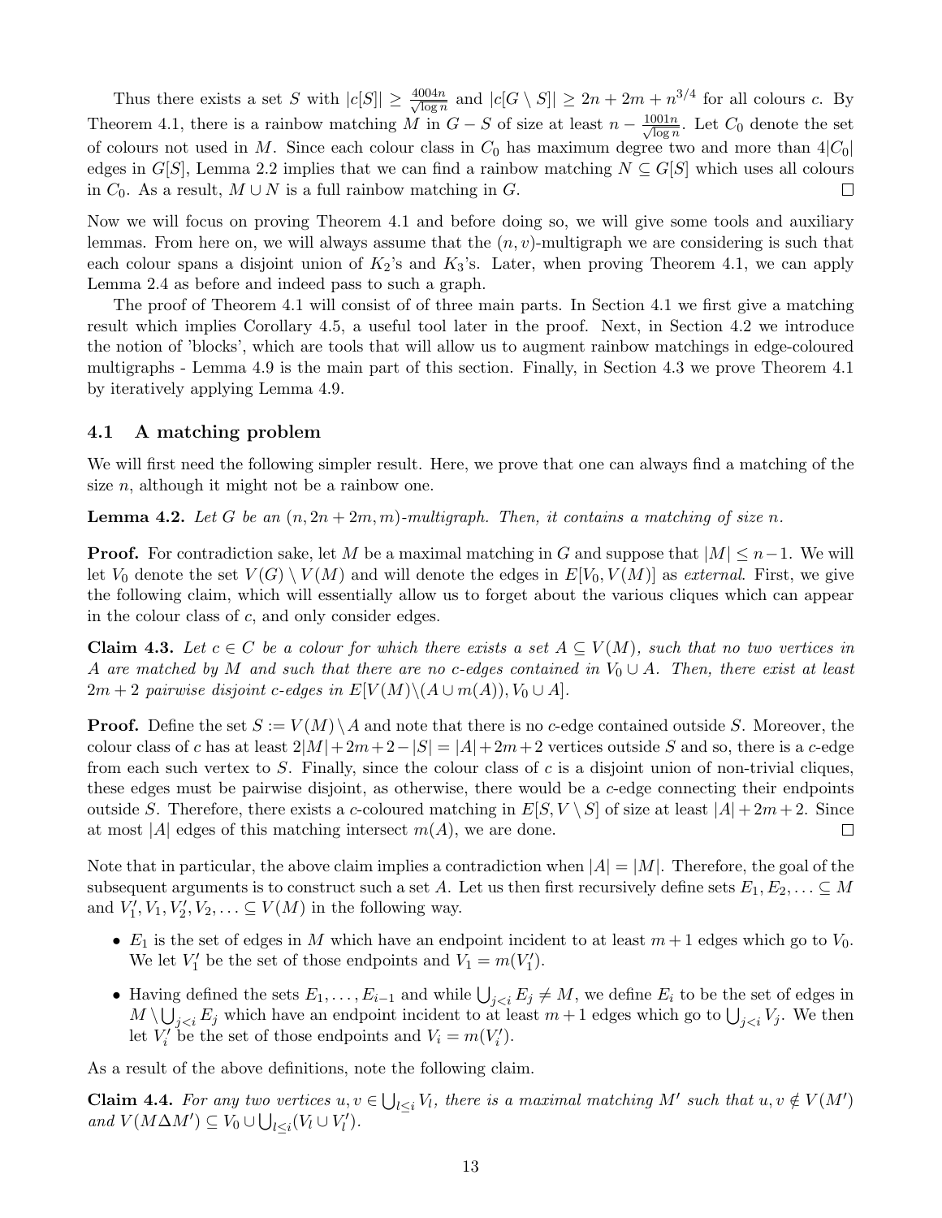Thus there exists a set $S$ with $|c[S]| \geq \frac{4004n}{\sqrt{\log n}}$ and $|c[G \setminus S]| \geq 2n + 2m + n^{3/4}$ for all colours $c$. By Theorem 4.1, there is a rainbow matching $M$ in $G - S$ of size at least $n - \frac{1001n}{\sqrt{\log n}}$. Let $C_0$ denote the set of colours not used in $M$. Since each colour class in $C_0$ has maximum degree two and more than $4|C_0|$ edges in $G[S]$, Lemma 2.2 implies that we can find a rainbow matching $N \subseteq G[S]$ which uses all colours in $C_0$. As a result, $M \cup N$ is a full rainbow matching in $G$. $\square$

Now we will focus on proving Theorem 4.1 and before doing so, we will give some tools and auxiliary lemmas. From here on, we will always assume that the $(n, v)$-multigraph we are considering is such that each colour spans a disjoint union of $K_2$'s and $K_3$'s. Later, when proving Theorem 4.1, we can apply Lemma 2.4 as before and indeed pass to such a graph.

The proof of Theorem 4.1 will consist of of three main parts. In Section 4.1 we first give a matching result which implies Corollary 4.5, a useful tool later in the proof. Next, in Section 4.2 we introduce the notion of 'blocks', which are tools that will allow us to augment rainbow matchings in edge-coloured multigraphs - Lemma 4.9 is the main part of this section. Finally, in Section 4.3 we prove Theorem 4.1 by iteratively applying Lemma 4.9.

## 4.1 A matching problem

We will first need the following simpler result. Here, we prove that one can always find a matching of the size $n$, although it might not be a rainbow one.

**Lemma 4.2.** *Let $G$ be an $(n, 2n + 2m, m)$-multigraph. Then, it contains a matching of size $n$.*

**Proof.** For contradiction sake, let $M$ be a maximal matching in $G$ and suppose that $|M| \leq n-1$. We will let $V_0$ denote the set $V(G) \setminus V(M)$ and will denote the edges in $E[V_0, V(M)]$ as *external*. First, we give the following claim, which will essentially allow us to forget about the various cliques which can appear in the colour class of $c$, and only consider edges.

**Claim 4.3.** *Let $c \in C$ be a colour for which there exists a set $A \subseteq V(M)$, such that no two vertices in $A$ are matched by $M$ and such that there are no $c$-edges contained in $V_0 \cup A$. Then, there exist at least $2m + 2$ pairwise disjoint $c$-edges in $E[V(M) \setminus (A \cup m(A)), V_0 \cup A]$.*

**Proof.** Define the set $S := V(M) \setminus A$ and note that there is no $c$-edge contained outside $S$. Moreover, the colour class of $c$ has at least $2|M| + 2m + 2 - |S| = |A| + 2m + 2$ vertices outside $S$ and so, there is a $c$-edge from each such vertex to $S$. Finally, since the colour class of $c$ is a disjoint union of non-trivial cliques, these edges must be pairwise disjoint, as otherwise, there would be a $c$-edge connecting their endpoints outside $S$. Therefore, there exists a $c$-coloured matching in $E[S, V \setminus S]$ of size at least $|A| + 2m + 2$. Since at most $|A|$ edges of this matching intersect $m(A)$, we are done. $\square$

Note that in particular, the above claim implies a contradiction when $|A| = |M|$. Therefore, the goal of the subsequent arguments is to construct such a set $A$. Let us then first recursively define sets $E_1, E_2, \ldots \subseteq M$ and $V_1', V_1, V_2', V_2, \ldots \subseteq V(M)$ in the following way.

- $E_1$ is the set of edges in $M$ which have an endpoint incident to at least $m + 1$ edges which go to $V_0$. We let $V_1'$ be the set of those endpoints and $V_1 = m(V_1')$.
- Having defined the sets $E_1, \ldots, E_{i-1}$ and while $\bigcup_{j<i} E_j \neq M$, we define $E_i$ to be the set of edges in $M \setminus \bigcup_{j<i} E_j$ which have an endpoint incident to at least $m + 1$ edges which go to $\bigcup_{j<i} V_j$. We then let $V_i'$ be the set of those endpoints and $V_i = m(V_i')$.

As a result of the above definitions, note the following claim.

**Claim 4.4.** *For any two vertices $u, v \in \bigcup_{l \leq i} V_l$, there is a maximal matching $M'$ such that $u, v \notin V(M')$ and $V(M \Delta M') \subseteq V_0 \cup \bigcup_{l \leq i} (V_l \cup V_l')$.*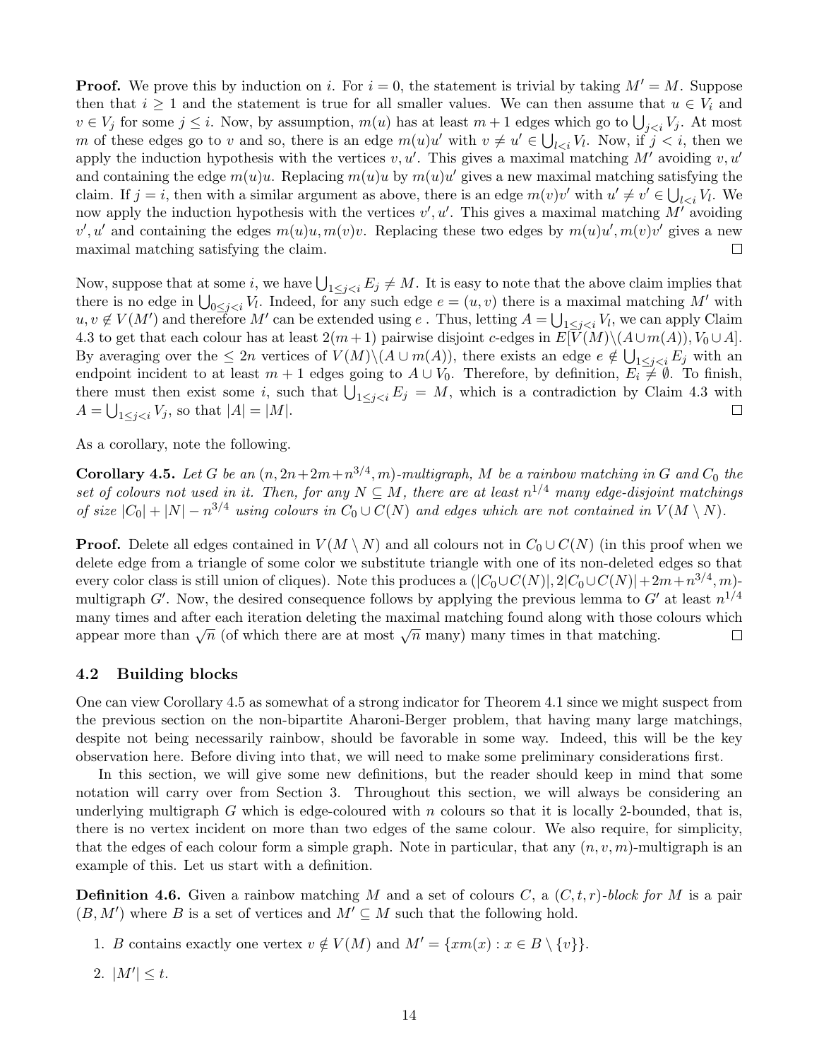**Proof.** We prove this by induction on $i$. For $i = 0$, the statement is trivial by taking $M' = M$. Suppose then that $i \geq 1$ and the statement is true for all smaller values. We can then assume that $u \in V_i$ and $v \in V_j$ for some $j \leq i$. Now, by assumption, $m(u)$ has at least $m+1$ edges which go to $\bigcup_{j<i} V_j$. At most $m$ of these edges go to $v$ and so, there is an edge $m(u)u'$ with $v \neq u' \in \bigcup_{l<i} V_l$. Now, if $j < i$, then we apply the induction hypothesis with the vertices $v, u'$. This gives a maximal matching $M'$ avoiding $v, u'$ and containing the edge $m(u)u$. Replacing $m(u)u$ by $m(u)u'$ gives a new maximal matching satisfying the claim. If $j = i$, then with a similar argument as above, there is an edge $m(v)v'$ with $u' \neq v' \in \bigcup_{l<i} V_l$. We now apply the induction hypothesis with the vertices $v', u'$. This gives a maximal matching $M'$ avoiding $v', u'$ and containing the edges $m(u)u, m(v)v$. Replacing these two edges by $m(u)u', m(v)v'$ gives a new maximal matching satisfying the claim. □

Now, suppose that at some $i$, we have $\bigcup_{1 \leq j<i} E_j \neq M$. It is easy to note that the above claim implies that there is no edge in $\bigcup_{0 \leq j<i} V_l$. Indeed, for any such edge $e = (u, v)$ there is a maximal matching $M'$ with $u, v \notin V(M')$ and therefore $M'$ can be extended using $e$ . Thus, letting $A = \bigcup_{1 \leq j<i} V_l$, we can apply Claim 4.3 to get that each colour has at least $2(m+1)$ pairwise disjoint $c$-edges in $E[V(M) \backslash (A \cup m(A)), V_0 \cup A]$. By averaging over the $\leq 2n$ vertices of $V(M) \backslash (A \cup m(A))$, there exists an edge $e \notin \bigcup_{1 \leq j<i} E_j$ with an endpoint incident to at least $m+1$ edges going to $A \cup V_0$. Therefore, by definition, $E_i \neq \emptyset$. To finish, there must then exist some $i$, such that $\bigcup_{1 \leq j<i} E_j = M$, which is a contradiction by Claim 4.3 with $A = \bigcup_{1 \leq j<i} V_j$, so that $|A| = |M|$. □

As a corollary, note the following.

**Corollary 4.5.** *Let $G$ be an $(n, 2n+2m+n^{3/4}, m)$-multigraph, $M$ be a rainbow matching in $G$ and $C_0$ the set of colours not used in it. Then, for any $N \subseteq M$, there are at least $n^{1/4}$ many edge-disjoint matchings of size $|C_0| + |N| - n^{3/4}$ using colours in $C_0 \cup C(N)$ and edges which are not contained in $V(M \setminus N)$.*

**Proof.** Delete all edges contained in $V(M \setminus N)$ and all colours not in $C_0 \cup C(N)$ (in this proof when we delete edge from a triangle of some color we substitute triangle with one of its non-deleted edges so that every color class is still union of cliques). Note this produces a $(|C_0 \cup C(N)|, 2|C_0 \cup C(N)| + 2m + n^{3/4}, m)$-multigraph $G'$. Now, the desired consequence follows by applying the previous lemma to $G'$ at least $n^{1/4}$ many times and after each iteration deleting the maximal matching found along with those colours which appear more than $\sqrt{n}$ (of which there are at most $\sqrt{n}$ many) many times in that matching. □

## 4.2 Building blocks

One can view Corollary 4.5 as somewhat of a strong indicator for Theorem 4.1 since we might suspect from the previous section on the non-bipartite Aharoni-Berger problem, that having many large matchings, despite not being necessarily rainbow, should be favorable in some way. Indeed, this will be the key observation here. Before diving into that, we will need to make some preliminary considerations first.

In this section, we will give some new definitions, but the reader should keep in mind that some notation will carry over from Section 3. Throughout this section, we will always be considering an underlying multigraph $G$ which is edge-coloured with $n$ colours so that it is locally 2-bounded, that is, there is no vertex incident on more than two edges of the same colour. We also require, for simplicity, that the edges of each colour form a simple graph. Note in particular, that any $(n, v, m)$-multigraph is an example of this. Let us start with a definition.

**Definition 4.6.** Given a rainbow matching $M$ and a set of colours $C$, a *$(C, t, r)$-block for $M$* is a pair $(B, M')$ where $B$ is a set of vertices and $M' \subseteq M$ such that the following hold.

1. $B$ contains exactly one vertex $v \notin V(M)$ and $M' = \{xm(x) : x \in B \setminus \{v\}\}$.
2. $|M'| \leq t$.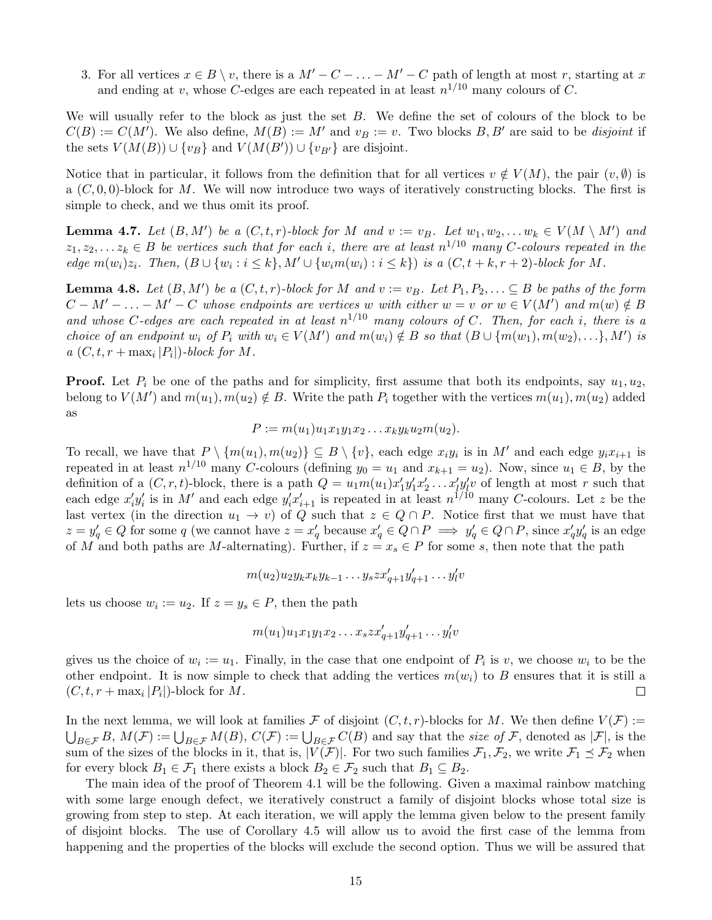3. For all vertices $x \in B \setminus v$, there is a $M' - C - \ldots - M' - C$ path of length at most $r$, starting at $x$ and ending at $v$, whose $C$-edges are each repeated in at least $n^{1/10}$ many colours of $C$.

We will usually refer to the block as just the set $B$. We define the set of colours of the block to be $C(B) := C(M')$. We also define, $M(B) := M'$ and $v_B := v$. Two blocks $B, B'$ are said to be *disjoint* if the sets $V(M(B)) \cup \{v_B\}$ and $V(M(B')) \cup \{v_{B'}\}$ are disjoint.

Notice that in particular, it follows from the definition that for all vertices $v \notin V(M)$, the pair $(v, \emptyset)$ is a $(C, 0, 0)$-block for $M$. We will now introduce two ways of iteratively constructing blocks. The first is simple to check, and we thus omit its proof.

**Lemma 4.7.** *Let $(B, M')$ be a $(C, t, r)$-block for $M$ and $v := v_B$. Let $w_1, w_2, \ldots w_k \in V(M \setminus M')$ and $z_1, z_2, \ldots z_k \in B$ be vertices such that for each $i$, there are at least $n^{1/10}$ many $C$-colours repeated in the edge $m(w_i)z_i$. Then, $(B \cup \{w_i : i \leq k\}, M' \cup \{w_i m(w_i) : i \leq k\})$ is a $(C, t + k, r + 2)$-block for $M$.*

**Lemma 4.8.** *Let $(B, M')$ be a $(C, t, r)$-block for $M$ and $v := v_B$. Let $P_1, P_2, \ldots \subseteq B$ be paths of the form $C - M' - \ldots - M' - C$ whose endpoints are vertices $w$ with either $w = v$ or $w \in V(M')$ and $m(w) \notin B$ and whose $C$-edges are each repeated in at least $n^{1/10}$ many colours of $C$. Then, for each $i$, there is a choice of an endpoint $w_i$ of $P_i$ with $w_i \in V(M')$ and $m(w_i) \notin B$ so that $(B \cup \{m(w_1), m(w_2), \ldots\}, M')$ is a $(C, t, r + \max_i |P_i|)$-block for $M$.*

**Proof.** Let $P_i$ be one of the paths and for simplicity, first assume that both its endpoints, say $u_1, u_2$, belong to $V(M')$ and $m(u_1), m(u_2) \notin B$. Write the path $P_i$ together with the vertices $m(u_1), m(u_2)$ added as

$$P := m(u_1)u_1x_1y_1x_2 \ldots x_ky_ku_2m(u_2).$$

To recall, we have that $P \setminus \{m(u_1), m(u_2)\} \subseteq B \setminus \{v\}$, each edge $x_iy_i$ is in $M'$ and each edge $y_ix_{i+1}$ is repeated in at least $n^{1/10}$ many $C$-colours (defining $y_0 = u_1$ and $x_{k+1} = u_2$). Now, since $u_1 \in B$, by the definition of a $(C, r, t)$-block, there is a path $Q = u_1m(u_1)x'_1y'_1x'_2 \ldots x'_ly'_lv$ of length at most $r$ such that each edge $x'_iy'_i$ is in $M'$ and each edge $y'_ix'_{i+1}$ is repeated in at least $n^{1/10}$ many $C$-colours. Let $z$ be the last vertex (in the direction $u_1 \to v$) of $Q$ such that $z \in Q \cap P$. Notice first that we must have that $z = y'_q \in Q$ for some $q$ (we cannot have $z = x'_q$ because $x'_q \in Q \cap P \implies y'_q \in Q \cap P$, since $x'_qy'_q$ is an edge of $M$ and both paths are $M$-alternating). Further, if $z = x_s \in P$ for some $s$, then note that the path

$$m(u_2)u_2y_kx_ky_{k-1} \ldots y_szx'_{q+1}y'_{q+1} \ldots y'_lv$$

lets us choose $w_i := u_2$. If $z = y_s \in P$, then the path

$$m(u_1)u_1x_1y_1x_2 \ldots x_szx'_{q+1}y'_{q+1} \ldots y'_lv$$

gives us the choice of $w_i := u_1$. Finally, in the case that one endpoint of $P_i$ is $v$, we choose $w_i$ to be the other endpoint. It is now simple to check that adding the vertices $m(w_i)$ to $B$ ensures that it is still a $(C, t, r + \max_i |P_i|)$-block for $M$. $\square$

In the next lemma, we will look at families $\mathcal{F}$ of disjoint $(C, t, r)$-blocks for $M$. We then define $V(\mathcal{F}) := \bigcup_{B \in \mathcal{F}} B$, $M(\mathcal{F}) := \bigcup_{B \in \mathcal{F}} M(B)$, $C(\mathcal{F}) := \bigcup_{B \in \mathcal{F}} C(B)$ and say that the *size of* $\mathcal{F}$, denoted as $|\mathcal{F}|$, is the sum of the sizes of the blocks in it, that is, $|V(\mathcal{F})|$. For two such families $\mathcal{F}_1, \mathcal{F}_2$, we write $\mathcal{F}_1 \preceq \mathcal{F}_2$ when for every block $B_1 \in \mathcal{F}_1$ there exists a block $B_2 \in \mathcal{F}_2$ such that $B_1 \subseteq B_2$.

The main idea of the proof of Theorem 4.1 will be the following. Given a maximal rainbow matching with some large enough defect, we iteratively construct a family of disjoint blocks whose total size is growing from step to step. At each iteration, we will apply the lemma given below to the present family of disjoint blocks. The use of Corollary 4.5 will allow us to avoid the first case of the lemma from happening and the properties of the blocks will exclude the second option. Thus we will be assured that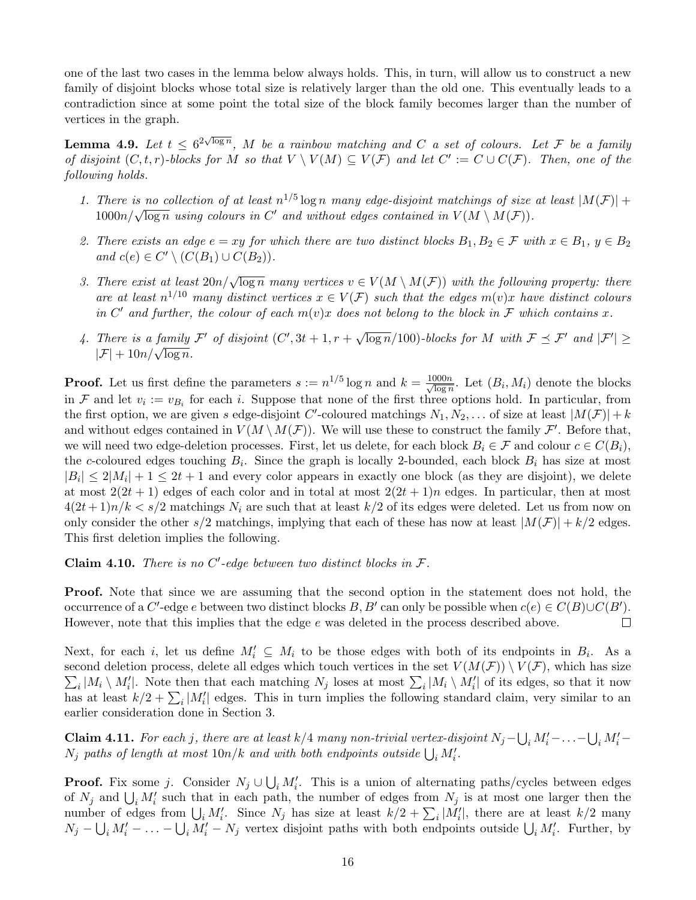one of the last two cases in the lemma below always holds. This, in turn, will allow us to construct a new family of disjoint blocks whose total size is relatively larger than the old one. This eventually leads to a contradiction since at some point the total size of the block family becomes larger than the number of vertices in the graph.

**Lemma 4.9.** *Let $t \le 6^{2\sqrt{\log n}}$, $M$ be a rainbow matching and $C$ a set of colours. Let $\mathcal{F}$ be a family of disjoint $(C, t, r)$-blocks for $M$ so that $V \setminus V(M) \subseteq V(\mathcal{F})$ and let $C' := C \cup C(\mathcal{F})$. Then, one of the following holds.*

1. *There is no collection of at least $n^{1/5}\log n$ many edge-disjoint matchings of size at least $|M(\mathcal{F})| + 1000n/\sqrt{\log n}$ using colours in $C'$ and without edges contained in $V(M \setminus M(\mathcal{F}))$.*
2. *There exists an edge $e = xy$ for which there are two distinct blocks $B_1, B_2 \in \mathcal{F}$ with $x \in B_1$, $y \in B_2$ and $c(e) \in C' \setminus (C(B_1) \cup C(B_2))$.*
3. *There exist at least $20n/\sqrt{\log n}$ many vertices $v \in V(M \setminus M(\mathcal{F}))$ with the following property: there are at least $n^{1/10}$ many distinct vertices $x \in V(\mathcal{F})$ such that the edges $m(v)x$ have distinct colours in $C'$ and further, the colour of each $m(v)x$ does not belong to the block in $\mathcal{F}$ which contains $x$.*
4. *There is a family $\mathcal{F}'$ of disjoint $(C', 3t+1, r+\sqrt{\log n}/100)$-blocks for $M$ with $\mathcal{F} \preceq \mathcal{F}'$ and $|\mathcal{F}'| \ge |\mathcal{F}| + 10n/\sqrt{\log n}$.*

**Proof.** Let us first define the parameters $s := n^{1/5}\log n$ and $k = \frac{1000n}{\sqrt{\log n}}$. Let $(B_i, M_i)$ denote the blocks in $\mathcal{F}$ and let $v_i := v_{B_i}$ for each $i$. Suppose that none of the first three options hold. In particular, from the first option, we are given $s$ edge-disjoint $C'$-coloured matchings $N_1, N_2, \ldots$ of size at least $|M(\mathcal{F})| + k$ and without edges contained in $V(M \setminus M(\mathcal{F}))$. We will use these to construct the family $\mathcal{F}'$. Before that, we will need two edge-deletion processes. First, let us delete, for each block $B_i \in \mathcal{F}$ and colour $c \in C(B_i)$, the $c$-coloured edges touching $B_i$. Since the graph is locally 2-bounded, each block $B_i$ has size at most $|B_i| \le 2|M_i| + 1 \le 2t+1$ and every color appears in exactly one block (as they are disjoint), we delete at most $2(2t+1)$ edges of each color and in total at most $2(2t+1)n$ edges. In particular, then at most $4(2t+1)n/k < s/2$ matchings $N_i$ are such that at least $k/2$ of its edges were deleted. Let us from now on only consider the other $s/2$ matchings, implying that each of these has now at least $|M(\mathcal{F})| + k/2$ edges. This first deletion implies the following.

**Claim 4.10.** *There is no $C'$-edge between two distinct blocks in $\mathcal{F}$.*

**Proof.** Note that since we are assuming that the second option in the statement does not hold, the occurrence of a $C'$-edge $e$ between two distinct blocks $B, B'$ can only be possible when $c(e) \in C(B) \cup C(B')$. However, note that this implies that the edge $e$ was deleted in the process described above. $\square$

Next, for each $i$, let us define $M_i' \subseteq M_i$ to be those edges with both of its endpoints in $B_i$. As a second deletion process, delete all edges which touch vertices in the set $V(M(\mathcal{F})) \setminus V(\mathcal{F})$, which has size $\sum_i |M_i \setminus M_i'|$. Note then that each matching $N_j$ loses at most $\sum_i |M_i \setminus M_i'|$ of its edges, so that it now has at least $k/2 + \sum_i |M_i'|$ edges. This in turn implies the following standard claim, very similar to an earlier consideration done in Section 3.

**Claim 4.11.** *For each $j$, there are at least $k/4$ many non-trivial vertex-disjoint $N_j - \bigcup_i M_i' - \ldots - \bigcup_i M_i' - N_j$ paths of length at most $10n/k$ and with both endpoints outside $\bigcup_i M_i'$.*

**Proof.** Fix some $j$. Consider $N_j \cup \bigcup_i M_i'$. This is a union of alternating paths/cycles between edges of $N_j$ and $\bigcup_i M_i'$ such that in each path, the number of edges from $N_j$ is at most one larger then the number of edges from $\bigcup_i M_i'$. Since $N_j$ has size at least $k/2 + \sum_i |M_i'|$, there are at least $k/2$ many $N_j - \bigcup_i M_i' - \ldots - \bigcup_i M_i' - N_j$ vertex disjoint paths with both endpoints outside $\bigcup_i M_i'$. Further, by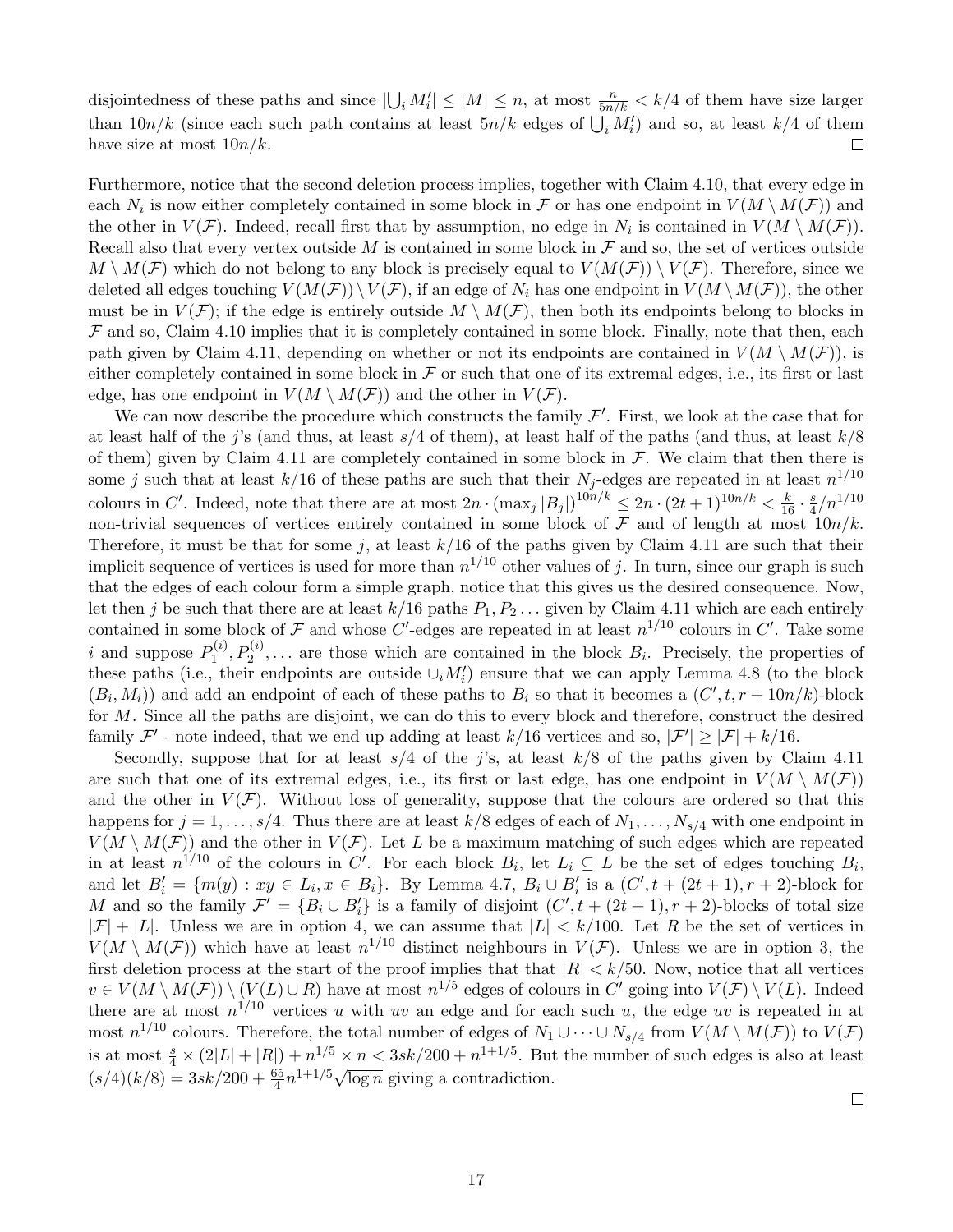disjointedness of these paths and since $|\bigcup_i M_i'| \leq |M| \leq n$, at most $\frac{n}{5n/k} < k/4$ of them have size larger than $10n/k$ (since each such path contains at least $5n/k$ edges of $\bigcup_i M_i'$) and so, at least $k/4$ of them have size at most $10n/k$. $\square$

Furthermore, notice that the second deletion process implies, together with Claim 4.10, that every edge in each $N_i$ is now either completely contained in some block in $\mathcal{F}$ or has one endpoint in $V(M \setminus M(\mathcal{F}))$ and the other in $V(\mathcal{F})$. Indeed, recall first that by assumption, no edge in $N_i$ is contained in $V(M \setminus M(\mathcal{F}))$. Recall also that every vertex outside $M$ is contained in some block in $\mathcal{F}$ and so, the set of vertices outside $M \setminus M(\mathcal{F})$ which do not belong to any block is precisely equal to $V(M(\mathcal{F})) \setminus V(\mathcal{F})$. Therefore, since we deleted all edges touching $V(M(\mathcal{F})) \setminus V(\mathcal{F})$, if an edge of $N_i$ has one endpoint in $V(M \setminus M(\mathcal{F}))$, the other must be in $V(\mathcal{F})$; if the edge is entirely outside $M \setminus M(\mathcal{F})$, then both its endpoints belong to blocks in $\mathcal{F}$ and so, Claim 4.10 implies that it is completely contained in some block. Finally, note that then, each path given by Claim 4.11, depending on whether or not its endpoints are contained in $V(M \setminus M(\mathcal{F}))$, is either completely contained in some block in $\mathcal{F}$ or such that one of its extremal edges, i.e., its first or last edge, has one endpoint in $V(M \setminus M(\mathcal{F}))$ and the other in $V(\mathcal{F})$.

We can now describe the procedure which constructs the family $\mathcal{F}'$. First, we look at the case that for at least half of the $j$'s (and thus, at least $s/4$ of them), at least half of the paths (and thus, at least $k/8$ of them) given by Claim 4.11 are completely contained in some block in $\mathcal{F}$. We claim that then there is some $j$ such that at least $k/16$ of these paths are such that their $N_j$-edges are repeated in at least $n^{1/10}$ colours in $C'$. Indeed, note that there are at most $2n \cdot (\max_j |B_j|)^{10n/k} \leq 2n \cdot (2t+1)^{10n/k} < \frac{k}{16} \cdot \frac{s}{4}/n^{1/10}$ non-trivial sequences of vertices entirely contained in some block of $\mathcal{F}$ and of length at most $10n/k$. Therefore, it must be that for some $j$, at least $k/16$ of the paths given by Claim 4.11 are such that their implicit sequence of vertices is used for more than $n^{1/10}$ other values of $j$. In turn, since our graph is such that the edges of each colour form a simple graph, notice that this gives us the desired consequence. Now, let then $j$ be such that there are at least $k/16$ paths $P_1, P_2 \ldots$ given by Claim 4.11 which are each entirely contained in some block of $\mathcal{F}$ and whose $C'$-edges are repeated in at least $n^{1/10}$ colours in $C'$. Take some $i$ and suppose $P_1^{(i)}, P_2^{(i)}, \ldots$ are those which are contained in the block $B_i$. Precisely, the properties of these paths (i.e., their endpoints are outside $\cup_i M_i'$) ensure that we can apply Lemma 4.8 (to the block $(B_i, M_i)$) and add an endpoint of each of these paths to $B_i$ so that it becomes a $(C', t, r + 10n/k)$-block for $M$. Since all the paths are disjoint, we can do this to every block and therefore, construct the desired family $\mathcal{F}'$ - note indeed, that we end up adding at least $k/16$ vertices and so, $|\mathcal{F}'| \geq |\mathcal{F}| + k/16$.

Secondly, suppose that for at least $s/4$ of the $j$'s, at least $k/8$ of the paths given by Claim 4.11 are such that one of its extremal edges, i.e., its first or last edge, has one endpoint in $V(M \setminus M(\mathcal{F}))$ and the other in $V(\mathcal{F})$. Without loss of generality, suppose that the colours are ordered so that this happens for $j = 1, \ldots, s/4$. Thus there are at least $k/8$ edges of each of $N_1, \ldots, N_{s/4}$ with one endpoint in $V(M \setminus M(\mathcal{F}))$ and the other in $V(\mathcal{F})$. Let $L$ be a maximum matching of such edges which are repeated in at least $n^{1/10}$ of the colours in $C'$. For each block $B_i$, let $L_i \subseteq L$ be the set of edges touching $B_i$, and let $B_i' = \{m(y) : xy \in L_i, x \in B_i\}$. By Lemma 4.7, $B_i \cup B_i'$ is a $(C', t + (2t+1), r+2)$-block for $M$ and so the family $\mathcal{F}' = \{B_i \cup B_i'\}$ is a family of disjoint $(C', t + (2t+1), r+2)$-blocks of total size $|\mathcal{F}| + |L|$. Unless we are in option 4, we can assume that $|L| < k/100$. Let $R$ be the set of vertices in $V(M \setminus M(\mathcal{F}))$ which have at least $n^{1/10}$ distinct neighbours in $V(\mathcal{F})$. Unless we are in option 3, the first deletion process at the start of the proof implies that that $|R| < k/50$. Now, notice that all vertices $v \in V(M \setminus M(\mathcal{F})) \setminus (V(L) \cup R)$ have at most $n^{1/5}$ edges of colours in $C'$ going into $V(\mathcal{F}) \setminus V(L)$. Indeed there are at most $n^{1/10}$ vertices $u$ with $uv$ an edge and for each such $u$, the edge $uv$ is repeated in at most $n^{1/10}$ colours. Therefore, the total number of edges of $N_1 \cup \cdots \cup N_{s/4}$ from $V(M \setminus M(\mathcal{F}))$ to $V(\mathcal{F})$ is at most $\frac{s}{4} \times (2|L| + |R|) + n^{1/5} \times n < 3sk/200 + n^{1+1/5}$. But the number of such edges is also at least $(s/4)(k/8) = 3sk/200 + \frac{65}{4} n^{1+1/5}\sqrt{\log n}$ giving a contradiction.

$\square$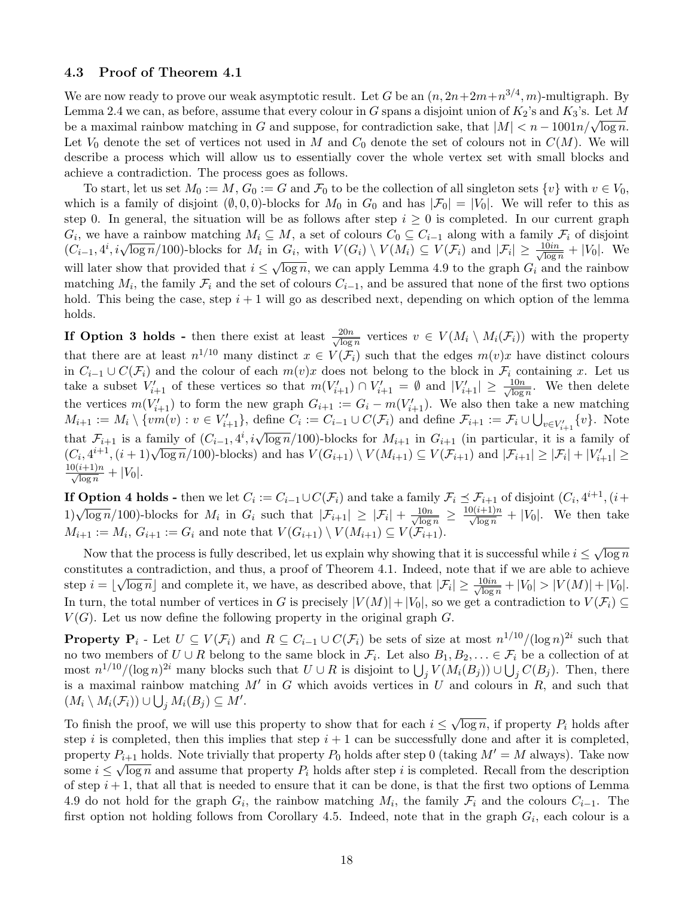### 4.3 Proof of Theorem 4.1

We are now ready to prove our weak asymptotic result. Let $G$ be an $(n, 2n+2m+n^{3/4}, m)$-multigraph. By Lemma 2.4 we can, as before, assume that every colour in $G$ spans a disjoint union of $K_2$'s and $K_3$'s. Let $M$ be a maximal rainbow matching in $G$ and suppose, for contradiction sake, that $|M| < n - 1001n/\sqrt{\log n}$. Let $V_0$ denote the set of vertices not used in $M$ and $C_0$ denote the set of colours not in $C(M)$. We will describe a process which will allow us to essentially cover the whole vertex set with small blocks and achieve a contradiction. The process goes as follows.

To start, let us set $M_0 := M$, $G_0 := G$ and $\mathcal{F}_0$ to be the collection of all singleton sets $\{v\}$ with $v \in V_0$, which is a family of disjoint $(\emptyset, 0, 0)$-blocks for $M_0$ in $G_0$ and has $|\mathcal{F}_0| = |V_0|$. We will refer to this as step 0. In general, the situation will be as follows after step $i \geq 0$ is completed. In our current graph $G_i$, we have a rainbow matching $M_i \subseteq M$, a set of colours $C_0 \subseteq C_{i-1}$ along with a family $\mathcal{F}_i$ of disjoint $(C_{i-1}, 4^i, i\sqrt{\log n}/100)$-blocks for $M_i$ in $G_i$, with $V(G_i) \setminus V(M_i) \subseteq V(\mathcal{F}_i)$ and $|\mathcal{F}_i| \geq \frac{10in}{\sqrt{\log n}} + |V_0|$. We will later show that provided that $i \leq \sqrt{\log n}$, we can apply Lemma 4.9 to the graph $G_i$ and the rainbow matching $M_i$, the family $\mathcal{F}_i$ and the set of colours $C_{i-1}$, and be assured that none of the first two options hold. This being the case, step $i+1$ will go as described next, depending on which option of the lemma holds.

**If Option 3 holds -** then there exist at least $\frac{20n}{\sqrt{\log n}}$ vertices $v \in V(M_i \setminus M_i(\mathcal{F}_i))$ with the property that there are at least $n^{1/10}$ many distinct $x \in V(\mathcal{F}_i)$ such that the edges $m(v)x$ have distinct colours in $C_{i-1} \cup C(\mathcal{F}_i)$ and the colour of each $m(v)x$ does not belong to the block in $\mathcal{F}_i$ containing $x$. Let us take a subset $V'_{i+1}$ of these vertices so that $m(V'_{i+1}) \cap V'_{i+1} = \emptyset$ and $|V'_{i+1}| \geq \frac{10n}{\sqrt{\log n}}$. We then delete the vertices $m(V'_{i+1})$ to form the new graph $G_{i+1} := G_i - m(V'_{i+1})$. We also then take a new matching $M_{i+1} := M_i \setminus \{vm(v) : v \in V'_{i+1}\}$, define $C_i := C_{i-1} \cup C(\mathcal{F}_i)$ and define $\mathcal{F}_{i+1} := \mathcal{F}_i \cup \bigcup_{v \in V'_{i+1}} \{v\}$. Note that $\mathcal{F}_{i+1}$ is a family of $(C_{i-1}, 4^i, i\sqrt{\log n}/100)$-blocks for $M_{i+1}$ in $G_{i+1}$ (in particular, it is a family of $(C_i, 4^{i+1}, (i+1)\sqrt{\log n}/100)$-blocks) and has $V(G_{i+1}) \setminus V(M_{i+1}) \subseteq V(\mathcal{F}_{i+1})$ and $|\mathcal{F}_{i+1}| \geq |\mathcal{F}_i| + |V'_{i+1}| \geq \frac{10(i+1)n}{\sqrt{\log n}} + |V_0|$.

**If Option 4 holds -** then we let $C_i := C_{i-1} \cup C(\mathcal{F}_i)$ and take a family $\mathcal{F}_i \preceq \mathcal{F}_{i+1}$ of disjoint $(C_i, 4^{i+1}, (i+1)\sqrt{\log n}/100)$-blocks for $M_i$ in $G_i$ such that $|\mathcal{F}_{i+1}| \geq |\mathcal{F}_i| + \frac{10n}{\sqrt{\log n}} \geq \frac{10(i+1)n}{\sqrt{\log n}} + |V_0|$. We then take $M_{i+1} := M_i$, $G_{i+1} := G_i$ and note that $V(G_{i+1}) \setminus V(M_{i+1}) \subseteq V(\mathcal{F}_{i+1})$.

Now that the process is fully described, let us explain why showing that it is successful while $i \leq \sqrt{\log n}$ constitutes a contradiction, and thus, a proof of Theorem 4.1. Indeed, note that if we are able to achieve step $i = \lfloor \sqrt{\log n} \rfloor$ and complete it, we have, as described above, that $|\mathcal{F}_i| \geq \frac{10in}{\sqrt{\log n}} + |V_0| > |V(M)| + |V_0|$. In turn, the total number of vertices in $G$ is precisely $|V(M)| + |V_0|$, so we get a contradiction to $V(\mathcal{F}_i) \subseteq V(G)$. Let us now define the following property in the original graph $G$.

**Property $\mathbf{P}_i$** - Let $U \subseteq V(\mathcal{F}_i)$ and $R \subseteq C_{i-1} \cup C(\mathcal{F}_i)$ be sets of size at most $n^{1/10}/(\log n)^{2i}$ such that no two members of $U \cup R$ belong to the same block in $\mathcal{F}_i$. Let also $B_1, B_2, \ldots \in \mathcal{F}_i$ be a collection of at most $n^{1/10}/(\log n)^{2i}$ many blocks such that $U \cup R$ is disjoint to $\bigcup_j V(M_i(B_j)) \cup \bigcup_j C(B_j)$. Then, there is a maximal rainbow matching $M'$ in $G$ which avoids vertices in $U$ and colours in $R$, and such that $(M_i \setminus M_i(\mathcal{F}_i)) \cup \bigcup_j M_i(B_j) \subseteq M'$.

To finish the proof, we will use this property to show that for each $i \leq \sqrt{\log n}$, if property $P_i$ holds after step $i$ is completed, then this implies that step $i+1$ can be successfully done and after it is completed, property $P_{i+1}$ holds. Note trivially that property $P_0$ holds after step 0 (taking $M' = M$ always). Take now some $i \leq \sqrt{\log n}$ and assume that property $P_i$ holds after step $i$ is completed. Recall from the description of step $i+1$, that all that is needed to ensure that it can be done, is that the first two options of Lemma 4.9 do not hold for the graph $G_i$, the rainbow matching $M_i$, the family $\mathcal{F}_i$ and the colours $C_{i-1}$. The first option not holding follows from Corollary 4.5. Indeed, note that in the graph $G_i$, each colour is a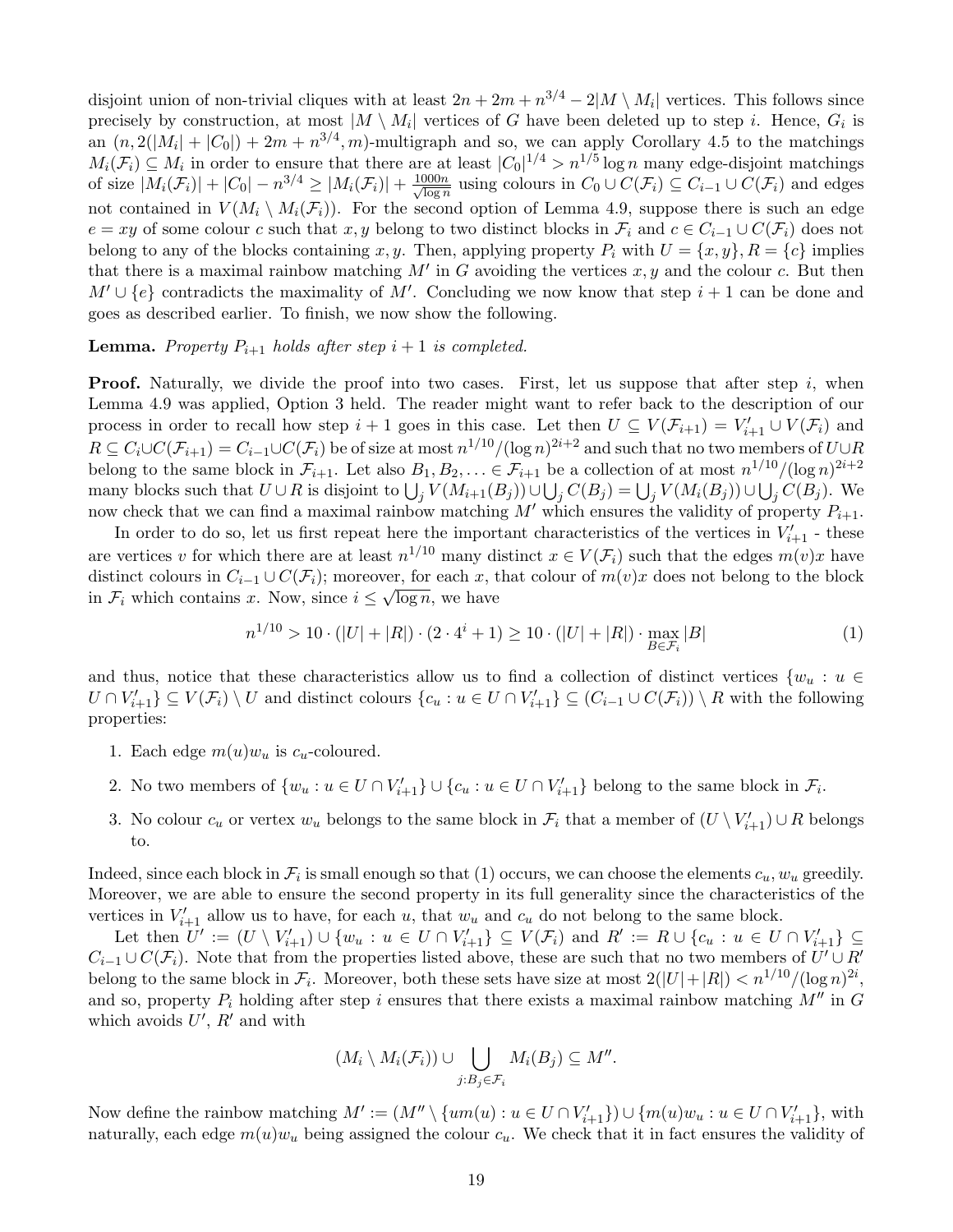disjoint union of non-trivial cliques with at least $2n + 2m + n^{3/4} - 2|M \setminus M_i|$ vertices. This follows since precisely by construction, at most $|M \setminus M_i|$ vertices of $G$ have been deleted up to step $i$. Hence, $G_i$ is an $(n, 2(|M_i| + |C_0|) + 2m + n^{3/4}, m)$-multigraph and so, we can apply Corollary 4.5 to the matchings $M_i(\mathcal{F}_i) \subseteq M_i$ in order to ensure that there are at least $|C_0|^{1/4} > n^{1/5} \log n$ many edge-disjoint matchings of size $|M_i(\mathcal{F}_i)| + |C_0| - n^{3/4} \geq |M_i(\mathcal{F}_i)| + \frac{1000n}{\sqrt{\log n}}$ using colours in $C_0 \cup C(\mathcal{F}_i) \subseteq C_{i-1} \cup C(\mathcal{F}_i)$ and edges not contained in $V(M_i \setminus M_i(\mathcal{F}_i))$. For the second option of Lemma 4.9, suppose there is such an edge $e = xy$ of some colour $c$ such that $x, y$ belong to two distinct blocks in $\mathcal{F}_i$ and $c \in C_{i-1} \cup C(\mathcal{F}_i)$ does not belong to any of the blocks containing $x, y$. Then, applying property $P_i$ with $U = \{x, y\}, R = \{c\}$ implies that there is a maximal rainbow matching $M'$ in $G$ avoiding the vertices $x, y$ and the colour $c$. But then $M' \cup \{e\}$ contradicts the maximality of $M'$. Concluding we now know that step $i + 1$ can be done and goes as described earlier. To finish, we now show the following.

**Lemma.** *Property $P_{i+1}$ holds after step $i + 1$ is completed.*

**Proof.** Naturally, we divide the proof into two cases. First, let us suppose that after step $i$, when Lemma 4.9 was applied, Option 3 held. The reader might want to refer back to the description of our process in order to recall how step $i + 1$ goes in this case. Let then $U \subseteq V(\mathcal{F}_{i+1}) = V'_{i+1} \cup V(\mathcal{F}_i)$ and $R \subseteq C_i \cup C(\mathcal{F}_{i+1}) = C_{i-1} \cup C(\mathcal{F}_i)$ be of size at most $n^{1/10}/(\log n)^{2i+2}$ and such that no two members of $U \cup R$ belong to the same block in $\mathcal{F}_{i+1}$. Let also $B_1, B_2, \ldots \in \mathcal{F}_{i+1}$ be a collection of at most $n^{1/10}/(\log n)^{2i+2}$ many blocks such that $U \cup R$ is disjoint to $\bigcup_j V(M_{i+1}(B_j)) \cup \bigcup_j C(B_j) = \bigcup_j V(M_i(B_j)) \cup \bigcup_j C(B_j)$. We now check that we can find a maximal rainbow matching $M'$ which ensures the validity of property $P_{i+1}$.

In order to do so, let us first repeat here the important characteristics of the vertices in $V'_{i+1}$ - these are vertices $v$ for which there are at least $n^{1/10}$ many distinct $x \in V(\mathcal{F}_i)$ such that the edges $m(v)x$ have distinct colours in $C_{i-1} \cup C(\mathcal{F}_i)$; moreover, for each $x$, that colour of $m(v)x$ does not belong to the block in $\mathcal{F}_i$ which contains $x$. Now, since $i \leq \sqrt{\log n}$, we have

$$n^{1/10} > 10 \cdot (|U| + |R|) \cdot (2 \cdot 4^i + 1) \geq 10 \cdot (|U| + |R|) \cdot \max_{B \in \mathcal{F}_i} |B| \tag{1}$$

and thus, notice that these characteristics allow us to find a collection of distinct vertices $\{w_u : u \in U \cap V'_{i+1}\} \subseteq V(\mathcal{F}_i) \setminus U$ and distinct colours $\{c_u : u \in U \cap V'_{i+1}\} \subseteq (C_{i-1} \cup C(\mathcal{F}_i)) \setminus R$ with the following properties:

1. Each edge $m(u)w_u$ is $c_u$-coloured.
2. No two members of $\{w_u : u \in U \cap V'_{i+1}\} \cup \{c_u : u \in U \cap V'_{i+1}\}$ belong to the same block in $\mathcal{F}_i$.
3. No colour $c_u$ or vertex $w_u$ belongs to the same block in $\mathcal{F}_i$ that a member of $(U \setminus V'_{i+1}) \cup R$ belongs to.

Indeed, since each block in $\mathcal{F}_i$ is small enough so that (1) occurs, we can choose the elements $c_u, w_u$ greedily. Moreover, we are able to ensure the second property in its full generality since the characteristics of the vertices in $V'_{i+1}$ allow us to have, for each $u$, that $w_u$ and $c_u$ do not belong to the same block.

Let then $U' := (U \setminus V'_{i+1}) \cup \{w_u : u \in U \cap V'_{i+1}\} \subseteq V(\mathcal{F}_i)$ and $R' := R \cup \{c_u : u \in U \cap V'_{i+1}\} \subseteq C_{i-1} \cup C(\mathcal{F}_i)$. Note that from the properties listed above, these are such that no two members of $U' \cup R'$ belong to the same block in $\mathcal{F}_i$. Moreover, both these sets have size at most $2(|U| + |R|) < n^{1/10}/(\log n)^{2i}$, and so, property $P_i$ holding after step $i$ ensures that there exists a maximal rainbow matching $M''$ in $G$ which avoids $U'$, $R'$ and with

$$(M_i \setminus M_i(\mathcal{F}_i)) \cup \bigcup_{j : B_j \in \mathcal{F}_i} M_i(B_j) \subseteq M''.$$

Now define the rainbow matching $M' := (M'' \setminus \{um(u) : u \in U \cap V'_{i+1}\}) \cup \{m(u)w_u : u \in U \cap V'_{i+1}\}$, with naturally, each edge $m(u)w_u$ being assigned the colour $c_u$. We check that it in fact ensures the validity of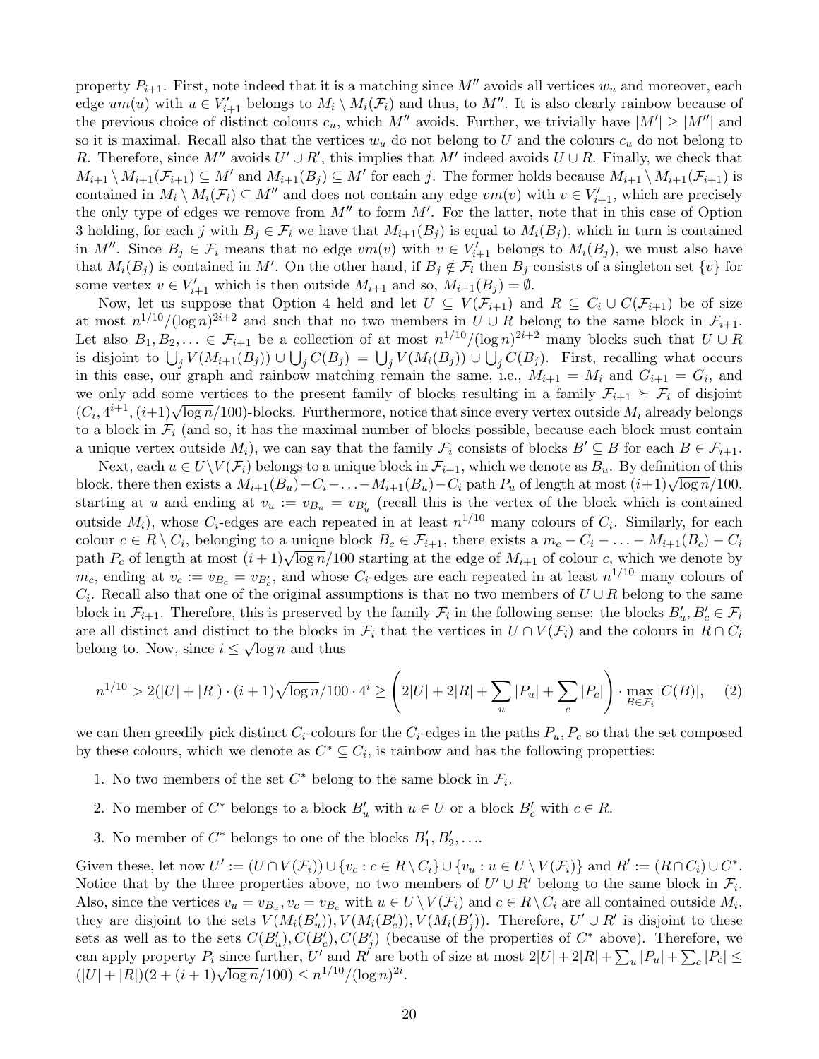property $P_{i+1}$. First, note indeed that it is a matching since $M''$ avoids all vertices $w_u$ and moreover, each edge $um(u)$ with $u \in V'_{i+1}$ belongs to $M_i \setminus M_i(\mathcal{F}_i)$ and thus, to $M''$. It is also clearly rainbow because of the previous choice of distinct colours $c_u$, which $M''$ avoids. Further, we trivially have $|M'| \geq |M''|$ and so it is maximal. Recall also that the vertices $w_u$ do not belong to $U$ and the colours $c_u$ do not belong to $R$. Therefore, since $M''$ avoids $U' \cup R'$, this implies that $M'$ indeed avoids $U \cup R$. Finally, we check that $M_{i+1} \setminus M_{i+1}(\mathcal{F}_{i+1}) \subseteq M'$ and $M_{i+1}(B_j) \subseteq M'$ for each $j$. The former holds because $M_{i+1} \setminus M_{i+1}(\mathcal{F}_{i+1})$ is contained in $M_i \setminus M_i(\mathcal{F}_i) \subseteq M''$ and does not contain any edge $vm(v)$ with $v \in V'_{i+1}$, which are precisely the only type of edges we remove from $M''$ to form $M'$. For the latter, note that in this case of Option 3 holding, for each $j$ with $B_j \in \mathcal{F}_i$ we have that $M_{i+1}(B_j)$ is equal to $M_i(B_j)$, which in turn is contained in $M''$. Since $B_j \in \mathcal{F}_i$ means that no edge $vm(v)$ with $v \in V'_{i+1}$ belongs to $M_i(B_j)$, we must also have that $M_i(B_j)$ is contained in $M'$. On the other hand, if $B_j \notin \mathcal{F}_i$ then $B_j$ consists of a singleton set $\{v\}$ for some vertex $v \in V'_{i+1}$ which is then outside $M_{i+1}$ and so, $M_{i+1}(B_j) = \emptyset$.

Now, let us suppose that Option 4 held and let $U \subseteq V(\mathcal{F}_{i+1})$ and $R \subseteq C_i \cup C(\mathcal{F}_{i+1})$ be of size at most $n^{1/10}/(\log n)^{2i+2}$ and such that no two members in $U \cup R$ belong to the same block in $\mathcal{F}_{i+1}$. Let also $B_1, B_2, \ldots \in \mathcal{F}_{i+1}$ be a collection of at most $n^{1/10}/(\log n)^{2i+2}$ many blocks such that $U \cup R$ is disjoint to $\bigcup_j V(M_{i+1}(B_j)) \cup \bigcup_j C(B_j) = \bigcup_j V(M_i(B_j)) \cup \bigcup_j C(B_j)$. First, recalling what occurs in this case, our graph and rainbow matching remain the same, i.e., $M_{i+1} = M_i$ and $G_{i+1} = G_i$, and we only add some vertices to the present family of blocks resulting in a family $\mathcal{F}_{i+1} \succeq \mathcal{F}_i$ of disjoint $(C_i, 4^{i+1}, (i+1)\sqrt{\log n}/100)$-blocks. Furthermore, notice that since every vertex outside $M_i$ already belongs to a block in $\mathcal{F}_i$ (and so, it has the maximal number of blocks possible, because each block must contain a unique vertex outside $M_i$), we can say that the family $\mathcal{F}_i$ consists of blocks $B' \subseteq B$ for each $B \in \mathcal{F}_{i+1}$.

Next, each $u \in U \setminus V(\mathcal{F}_i)$ belongs to a unique block in $\mathcal{F}_{i+1}$, which we denote as $B_u$. By definition of this block, there then exists a $M_{i+1}(B_u) - C_i - \ldots - M_{i+1}(B_u) - C_i$ path $P_u$ of length at most $(i+1)\sqrt{\log n}/100$, starting at $u$ and ending at $v_u := v_{B_u} = v_{B'_u}$ (recall this is the vertex of the block which is contained outside $M_i$), whose $C_i$-edges are each repeated in at least $n^{1/10}$ many colours of $C_i$. Similarly, for each colour $c \in R \setminus C_i$, belonging to a unique block $B_c \in \mathcal{F}_{i+1}$, there exists a $m_c - C_i - \ldots - M_{i+1}(B_c) - C_i$ path $P_c$ of length at most $(i+1)\sqrt{\log n}/100$ starting at the edge of $M_{i+1}$ of colour $c$, which we denote by $m_c$, ending at $v_c := v_{B_c} = v_{B'_c}$, and whose $C_i$-edges are each repeated in at least $n^{1/10}$ many colours of $C_i$. Recall also that one of the original assumptions is that no two members of $U \cup R$ belong to the same block in $\mathcal{F}_{i+1}$. Therefore, this is preserved by the family $\mathcal{F}_i$ in the following sense: the blocks $B'_u, B'_c \in \mathcal{F}_i$ are all distinct and distinct to the blocks in $\mathcal{F}_i$ that the vertices in $U \cap V(\mathcal{F}_i)$ and the colours in $R \cap C_i$ belong to. Now, since $i \leq \sqrt{\log n}$ and thus

$$n^{1/10} > 2(|U| + |R|) \cdot (i+1)\sqrt{\log n}/100 \cdot 4^i \geq \left(2|U| + 2|R| + \sum_u |P_u| + \sum_c |P_c|\right) \cdot \max_{B \in \mathcal{F}_i} |C(B)|, \quad (2)$$

we can then greedily pick distinct $C_i$-colours for the $C_i$-edges in the paths $P_u, P_c$ so that the set composed by these colours, which we denote as $C^* \subseteq C_i$, is rainbow and has the following properties:

1. No two members of the set $C^*$ belong to the same block in $\mathcal{F}_i$.
2. No member of $C^*$ belongs to a block $B'_u$ with $u \in U$ or a block $B'_c$ with $c \in R$.
3. No member of $C^*$ belongs to one of the blocks $B'_1, B'_2, \ldots$.

Given these, let now $U' := (U \cap V(\mathcal{F}_i)) \cup \{v_c : c \in R \setminus C_i\} \cup \{v_u : u \in U \setminus V(\mathcal{F}_i)\}$ and $R' := (R \cap C_i) \cup C^*$. Notice that by the three properties above, no two members of $U' \cup R'$ belong to the same block in $\mathcal{F}_i$. Also, since the vertices $v_u = v_{B_u}, v_c = v_{B_c}$ with $u \in U \setminus V(\mathcal{F}_i)$ and $c \in R \setminus C_i$ are all contained outside $M_i$, they are disjoint to the sets $V(M_i(B'_u)), V(M_i(B'_c)), V(M_i(B'_j))$. Therefore, $U' \cup R'$ is disjoint to these sets as well as to the sets $C(B'_u), C(B'_c), C(B'_j)$ (because of the properties of $C^*$ above). Therefore, we can apply property $P_i$ since further, $U'$ and $R'$ are both of size at most $2|U| + 2|R| + \sum_u |P_u| + \sum_c |P_c| \leq (|U| + |R|)(2 + (i+1)\sqrt{\log n}/100) \leq n^{1/10}/(\log n)^{2i}$.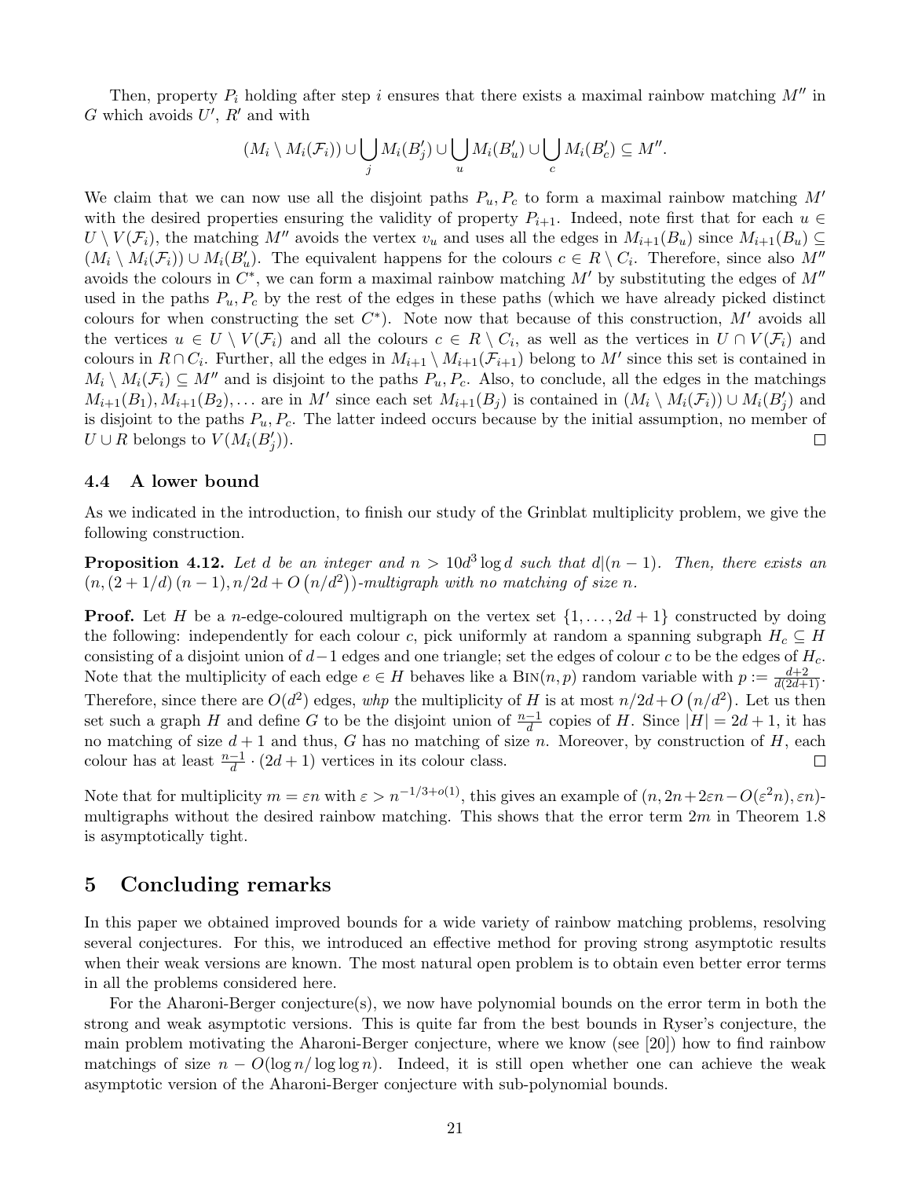Then, property $P_i$ holding after step $i$ ensures that there exists a maximal rainbow matching $M''$ in $G$ which avoids $U'$, $R'$ and with

$$(M_i \setminus M_i(\mathcal{F}_i)) \cup \bigcup_j M_i(B'_j) \cup \bigcup_u M_i(B'_u) \cup \bigcup_c M_i(B'_c) \subseteq M''.$$

We claim that we can now use all the disjoint paths $P_u, P_c$ to form a maximal rainbow matching $M'$ with the desired properties ensuring the validity of property $P_{i+1}$. Indeed, note first that for each $u \in U \setminus V(\mathcal{F}_i)$, the matching $M''$ avoids the vertex $v_u$ and uses all the edges in $M_{i+1}(B_u)$ since $M_{i+1}(B_u) \subseteq (M_i \setminus M_i(\mathcal{F}_i)) \cup M_i(B'_u)$. The equivalent happens for the colours $c \in R \setminus C_i$. Therefore, since also $M''$ avoids the colours in $C^*$, we can form a maximal rainbow matching $M'$ by substituting the edges of $M''$ used in the paths $P_u, P_c$ by the rest of the edges in these paths (which we have already picked distinct colours for when constructing the set $C^*$). Note now that because of this construction, $M'$ avoids all the vertices $u \in U \setminus V(\mathcal{F}_i)$ and all the colours $c \in R \setminus C_i$, as well as the vertices in $U \cap V(\mathcal{F}_i)$ and colours in $R \cap C_i$. Further, all the edges in $M_{i+1} \setminus M_{i+1}(\mathcal{F}_{i+1})$ belong to $M'$ since this set is contained in $M_i \setminus M_i(\mathcal{F}_i) \subseteq M''$ and is disjoint to the paths $P_u, P_c$. Also, to conclude, all the edges in the matchings $M_{i+1}(B_1), M_{i+1}(B_2), \ldots$ are in $M'$ since each set $M_{i+1}(B_j)$ is contained in $(M_i \setminus M_i(\mathcal{F}_i)) \cup M_i(B'_j)$ and is disjoint to the paths $P_u, P_c$. The latter indeed occurs because by the initial assumption, no member of $U \cup R$ belongs to $V(M_i(B'_j))$. □

### 4.4 A lower bound

As we indicated in the introduction, to finish our study of the Grinblat multiplicity problem, we give the following construction.

**Proposition 4.12.** *Let $d$ be an integer and $n > 10d^3 \log d$ such that $d|(n-1)$. Then, there exists an $(n, (2+1/d)(n-1), n/2d + O(n/d^2))$-multigraph with no matching of size $n$.*

**Proof.** Let $H$ be a $n$-edge-coloured multigraph on the vertex set $\{1, \ldots, 2d+1\}$ constructed by doing the following: independently for each colour $c$, pick uniformly at random a spanning subgraph $H_c \subseteq H$ consisting of a disjoint union of $d-1$ edges and one triangle; set the edges of colour $c$ to be the edges of $H_c$. Note that the multiplicity of each edge $e \in H$ behaves like a $\text{Bin}(n, p)$ random variable with $p := \frac{d+2}{d(2d+1)}$. Therefore, since there are $O(d^2)$ edges, *whp* the multiplicity of $H$ is at most $n/2d + O(n/d^2)$. Let us then set such a graph $H$ and define $G$ to be the disjoint union of $\frac{n-1}{d}$ copies of $H$. Since $|H| = 2d+1$, it has no matching of size $d+1$ and thus, $G$ has no matching of size $n$. Moreover, by construction of $H$, each colour has at least $\frac{n-1}{d} \cdot (2d+1)$ vertices in its colour class. □

Note that for multiplicity $m = \varepsilon n$ with $\varepsilon > n^{-1/3+o(1)}$, this gives an example of $(n, 2n + 2\varepsilon n - O(\varepsilon^2 n), \varepsilon n)$-multigraphs without the desired rainbow matching. This shows that the error term $2m$ in Theorem 1.8 is asymptotically tight.

## 5 Concluding remarks

In this paper we obtained improved bounds for a wide variety of rainbow matching problems, resolving several conjectures. For this, we introduced an effective method for proving strong asymptotic results when their weak versions are known. The most natural open problem is to obtain even better error terms in all the problems considered here.

For the Aharoni-Berger conjecture(s), we now have polynomial bounds on the error term in both the strong and weak asymptotic versions. This is quite far from the best bounds in Ryser's conjecture, the main problem motivating the Aharoni-Berger conjecture, where we know (see [20]) how to find rainbow matchings of size $n - O(\log n / \log \log n)$. Indeed, it is still open whether one can achieve the weak asymptotic version of the Aharoni-Berger conjecture with sub-polynomial bounds.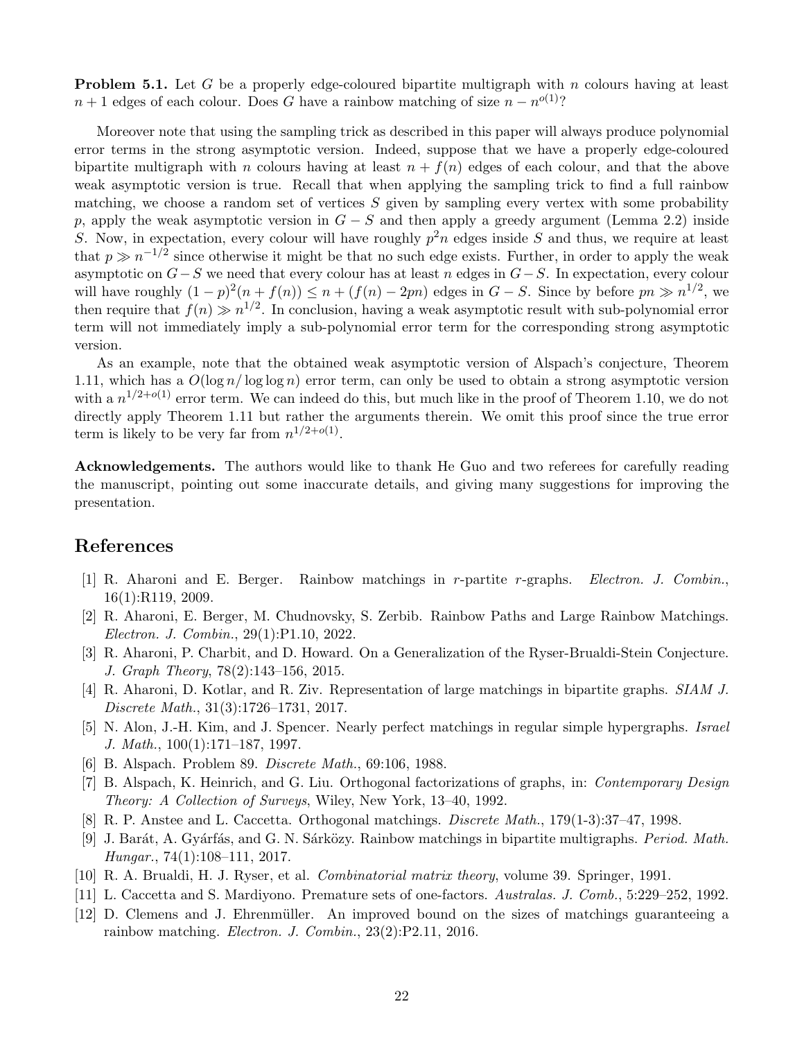**Problem 5.1.** Let $G$ be a properly edge-coloured bipartite multigraph with $n$ colours having at least $n+1$ edges of each colour. Does $G$ have a rainbow matching of size $n - n^{o(1)}$?

Moreover note that using the sampling trick as described in this paper will always produce polynomial error terms in the strong asymptotic version. Indeed, suppose that we have a properly edge-coloured bipartite multigraph with $n$ colours having at least $n + f(n)$ edges of each colour, and that the above weak asymptotic version is true. Recall that when applying the sampling trick to find a full rainbow matching, we choose a random set of vertices $S$ given by sampling every vertex with some probability $p$, apply the weak asymptotic version in $G - S$ and then apply a greedy argument (Lemma 2.2) inside $S$. Now, in expectation, every colour will have roughly $p^2 n$ edges inside $S$ and thus, we require at least that $p \gg n^{-1/2}$ since otherwise it might be that no such edge exists. Further, in order to apply the weak asymptotic on $G - S$ we need that every colour has at least $n$ edges in $G - S$. In expectation, every colour will have roughly $(1-p)^2(n + f(n)) \leq n + (f(n) - 2pn)$ edges in $G - S$. Since by before $pn \gg n^{1/2}$, we then require that $f(n) \gg n^{1/2}$. In conclusion, having a weak asymptotic result with sub-polynomial error term will not immediately imply a sub-polynomial error term for the corresponding strong asymptotic version.

As an example, note that the obtained weak asymptotic version of Alspach's conjecture, Theorem 1.11, which has a $O(\log n / \log \log n)$ error term, can only be used to obtain a strong asymptotic version with a $n^{1/2+o(1)}$ error term. We can indeed do this, but much like in the proof of Theorem 1.10, we do not directly apply Theorem 1.11 but rather the arguments therein. We omit this proof since the true error term is likely to be very far from $n^{1/2+o(1)}$.

**Acknowledgements.** The authors would like to thank He Guo and two referees for carefully reading the manuscript, pointing out some inaccurate details, and giving many suggestions for improving the presentation.

# References

[1] R. Aharoni and E. Berger. Rainbow matchings in $r$-partite $r$-graphs. *Electron. J. Combin.*, 16(1):R119, 2009.

[2] R. Aharoni, E. Berger, M. Chudnovsky, S. Zerbib. Rainbow Paths and Large Rainbow Matchings. *Electron. J. Combin.*, 29(1):P1.10, 2022.

[3] R. Aharoni, P. Charbit, and D. Howard. On a Generalization of the Ryser-Brualdi-Stein Conjecture. *J. Graph Theory*, 78(2):143–156, 2015.

[4] R. Aharoni, D. Kotlar, and R. Ziv. Representation of large matchings in bipartite graphs. *SIAM J. Discrete Math.*, 31(3):1726–1731, 2017.

[5] N. Alon, J.-H. Kim, and J. Spencer. Nearly perfect matchings in regular simple hypergraphs. *Israel J. Math.*, 100(1):171–187, 1997.

[6] B. Alspach. Problem 89. *Discrete Math.*, 69:106, 1988.

[7] B. Alspach, K. Heinrich, and G. Liu. Orthogonal factorizations of graphs, in: *Contemporary Design Theory: A Collection of Surveys*, Wiley, New York, 13–40, 1992.

[8] R. P. Anstee and L. Caccetta. Orthogonal matchings. *Discrete Math.*, 179(1-3):37–47, 1998.

[9] J. Barát, A. Gyárfás, and G. N. Sárközy. Rainbow matchings in bipartite multigraphs. *Period. Math. Hungar.*, 74(1):108–111, 2017.

[10] R. A. Brualdi, H. J. Ryser, et al. *Combinatorial matrix theory*, volume 39. Springer, 1991.

[11] L. Caccetta and S. Mardiyono. Premature sets of one-factors. *Australas. J. Comb.*, 5:229–252, 1992.

[12] D. Clemens and J. Ehrenmüller. An improved bound on the sizes of matchings guaranteeing a rainbow matching. *Electron. J. Combin.*, 23(2):P2.11, 2016.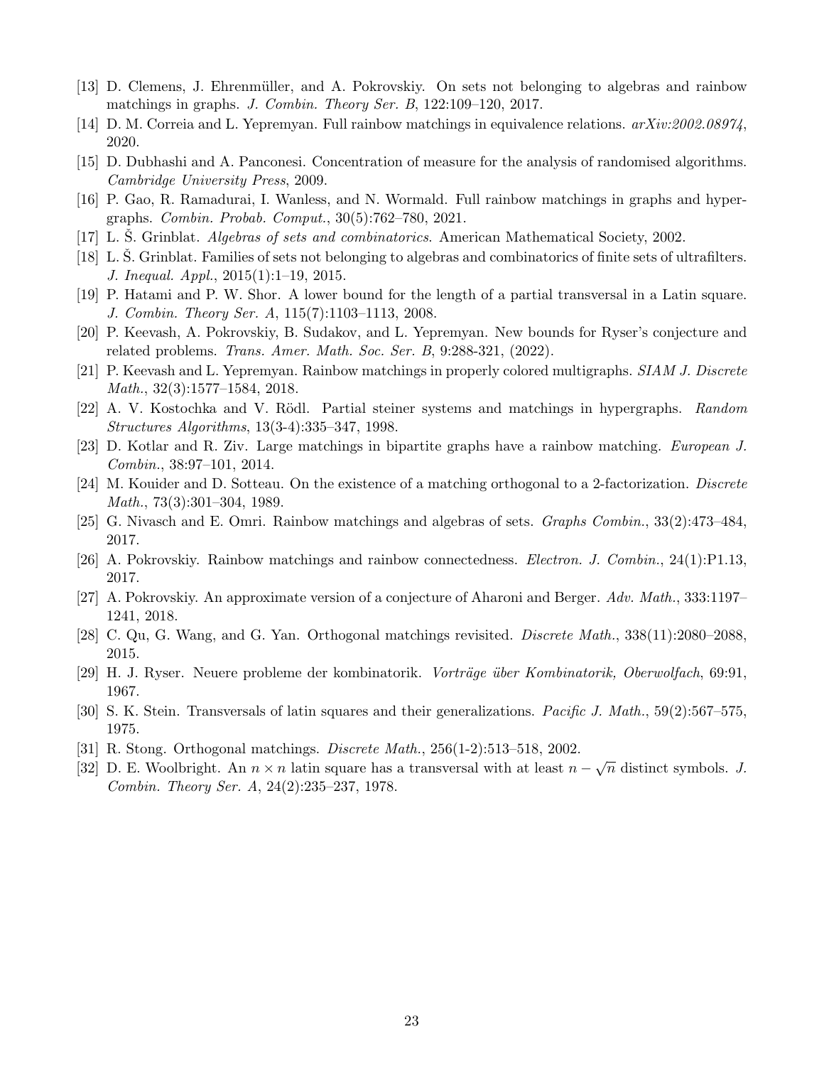[13] D. Clemens, J. Ehrenmüller, and A. Pokrovskiy. On sets not belonging to algebras and rainbow matchings in graphs. *J. Combin. Theory Ser. B*, 122:109–120, 2017.

[14] D. M. Correia and L. Yepremyan. Full rainbow matchings in equivalence relations. *arXiv:2002.08974*, 2020.

[15] D. Dubhashi and A. Panconesi. Concentration of measure for the analysis of randomised algorithms. *Cambridge University Press*, 2009.

[16] P. Gao, R. Ramadurai, I. Wanless, and N. Wormald. Full rainbow matchings in graphs and hypergraphs. *Combin. Probab. Comput.*, 30(5):762–780, 2021.

[17] L. Š. Grinblat. *Algebras of sets and combinatorics*. American Mathematical Society, 2002.

[18] L. Š. Grinblat. Families of sets not belonging to algebras and combinatorics of finite sets of ultrafilters. *J. Inequal. Appl.*, 2015(1):1–19, 2015.

[19] P. Hatami and P. W. Shor. A lower bound for the length of a partial transversal in a Latin square. *J. Combin. Theory Ser. A*, 115(7):1103–1113, 2008.

[20] P. Keevash, A. Pokrovskiy, B. Sudakov, and L. Yepremyan. New bounds for Ryser's conjecture and related problems. *Trans. Amer. Math. Soc. Ser. B*, 9:288-321, (2022).

[21] P. Keevash and L. Yepremyan. Rainbow matchings in properly colored multigraphs. *SIAM J. Discrete Math.*, 32(3):1577–1584, 2018.

[22] A. V. Kostochka and V. Rödl. Partial steiner systems and matchings in hypergraphs. *Random Structures Algorithms*, 13(3-4):335–347, 1998.

[23] D. Kotlar and R. Ziv. Large matchings in bipartite graphs have a rainbow matching. *European J. Combin.*, 38:97–101, 2014.

[24] M. Kouider and D. Sotteau. On the existence of a matching orthogonal to a 2-factorization. *Discrete Math.*, 73(3):301–304, 1989.

[25] G. Nivasch and E. Omri. Rainbow matchings and algebras of sets. *Graphs Combin.*, 33(2):473–484, 2017.

[26] A. Pokrovskiy. Rainbow matchings and rainbow connectedness. *Electron. J. Combin.*, 24(1):P1.13, 2017.

[27] A. Pokrovskiy. An approximate version of a conjecture of Aharoni and Berger. *Adv. Math.*, 333:1197–1241, 2018.

[28] C. Qu, G. Wang, and G. Yan. Orthogonal matchings revisited. *Discrete Math.*, 338(11):2080–2088, 2015.

[29] H. J. Ryser. Neuere probleme der kombinatorik. *Vorträge über Kombinatorik, Oberwolfach*, 69:91, 1967.

[30] S. K. Stein. Transversals of latin squares and their generalizations. *Pacific J. Math.*, 59(2):567–575, 1975.

[31] R. Stong. Orthogonal matchings. *Discrete Math.*, 256(1-2):513–518, 2002.

[32] D. E. Woolbright. An $n \times n$ latin square has a transversal with at least $n - \sqrt{n}$ distinct symbols. *J. Combin. Theory Ser. A*, 24(2):235–237, 1978.